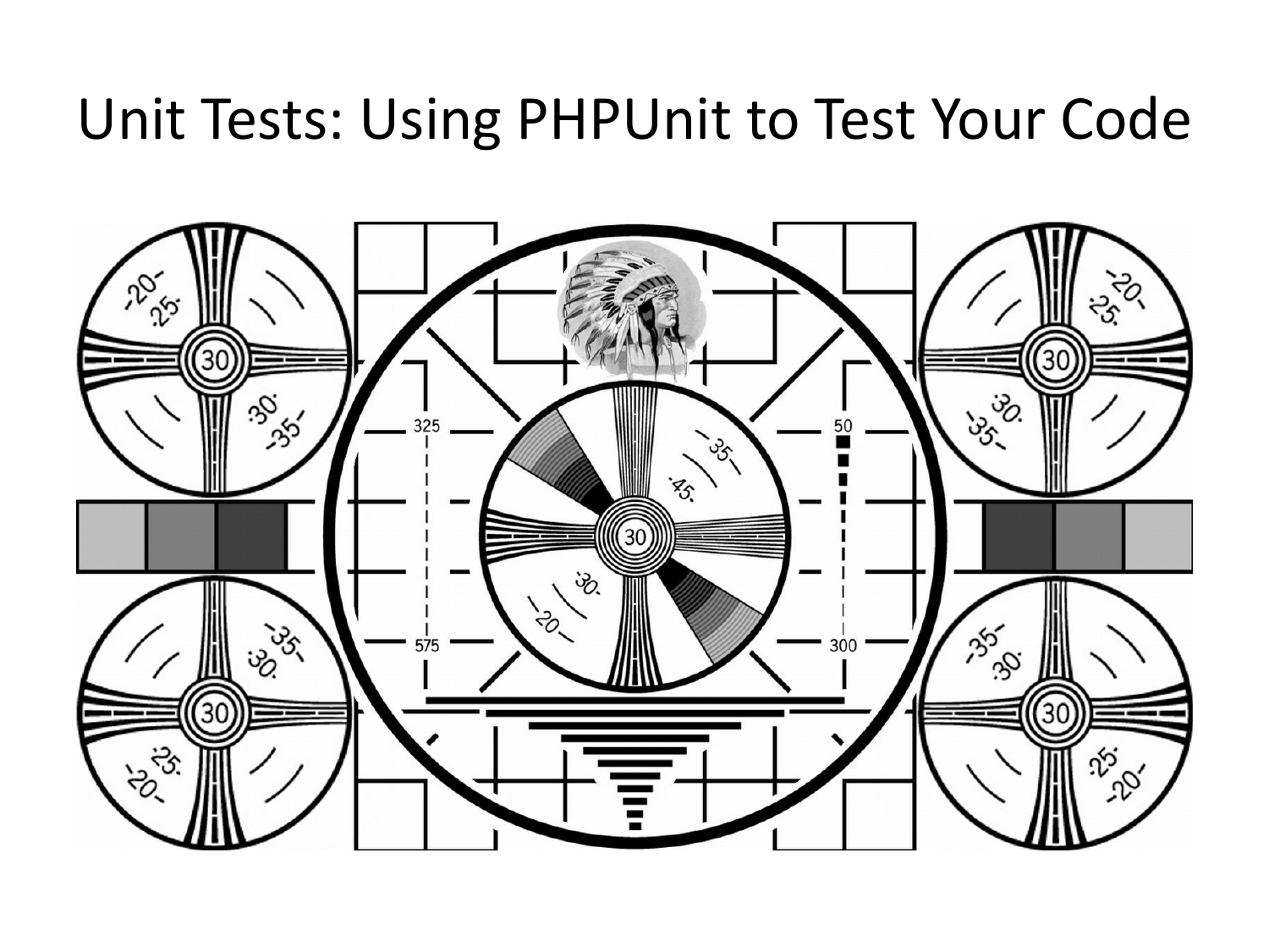# Unit Tests: Using PHPUnit to Test Your Code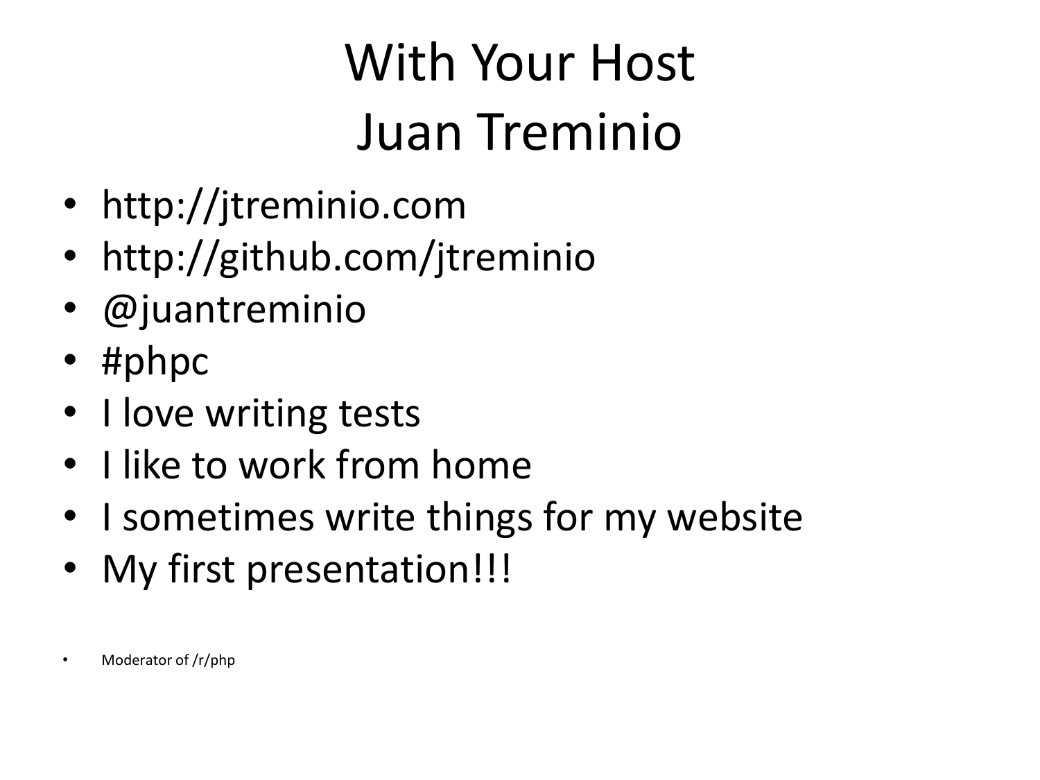# With Your Host
# Juan Treminio

- http://jtreminio.com
- http://github.com/jtreminio
- @juantreminio
- #phpc
- I love writing tests
- I like to work from home
- I sometimes write things for my website
- My first presentation!!!

- Moderator of /r/php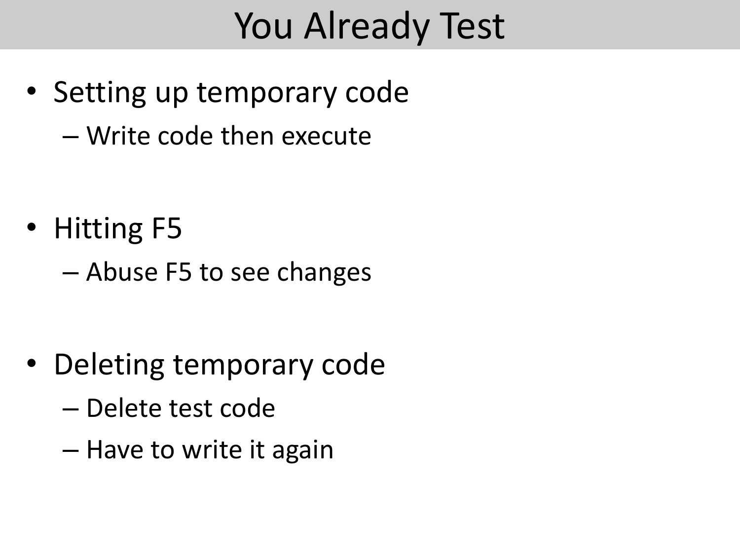# You Already Test

- Setting up temporary code
  - Write code then execute
- Hitting F5
  - Abuse F5 to see changes
- Deleting temporary code
  - Delete test code
  - Have to write it again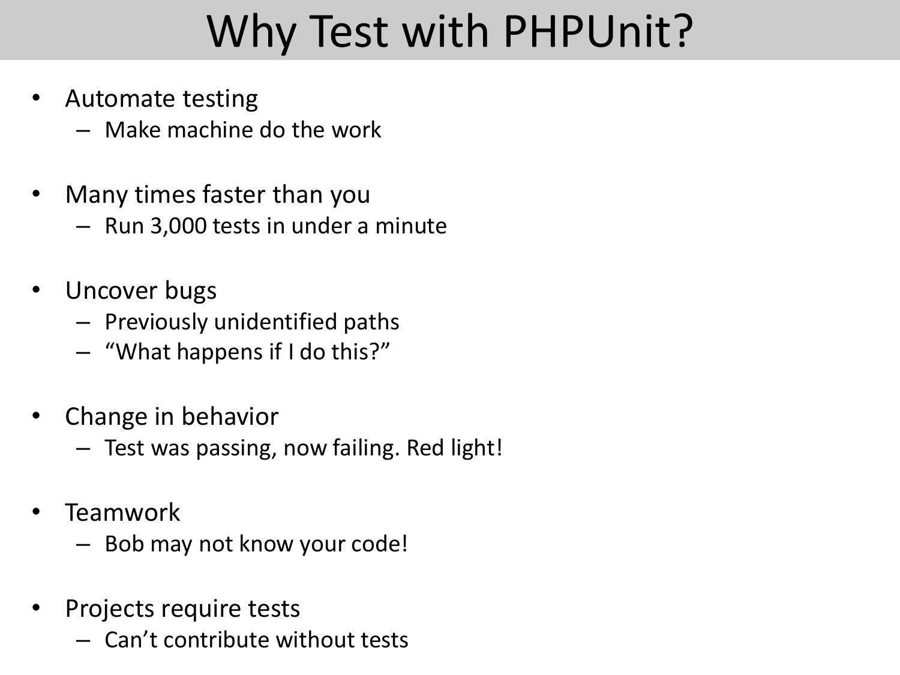# Why Test with PHPUnit?

- Automate testing
  - Make machine do the work
- Many times faster than you
  - Run 3,000 tests in under a minute
- Uncover bugs
  - Previously unidentified paths
  - “What happens if I do this?”
- Change in behavior
  - Test was passing, now failing. Red light!
- Teamwork
  - Bob may not know your code!
- Projects require tests
  - Can’t contribute without tests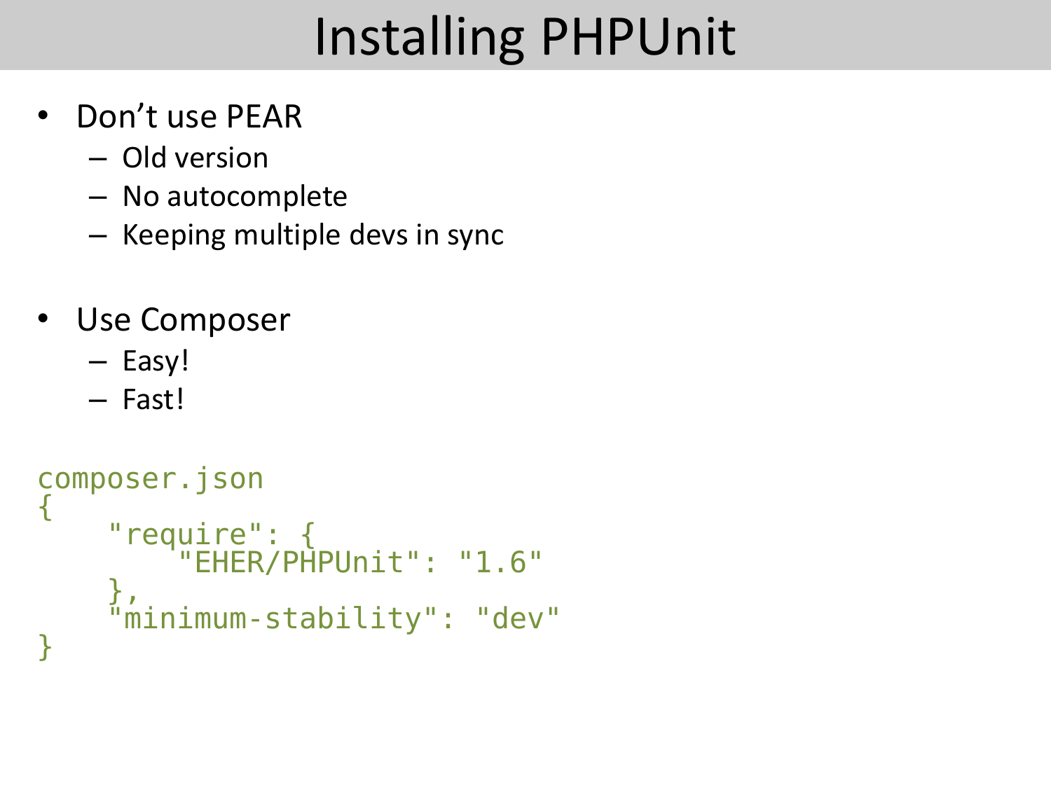# Installing PHPUnit

- Don't use PEAR
  - Old version
  - No autocomplete
  - Keeping multiple devs in sync

- Use Composer
  - Easy!
  - Fast!

```
composer.json
{
    "require": {
        "EHER/PHPUnit": "1.6"
    },
    "minimum-stability": "dev"
}
```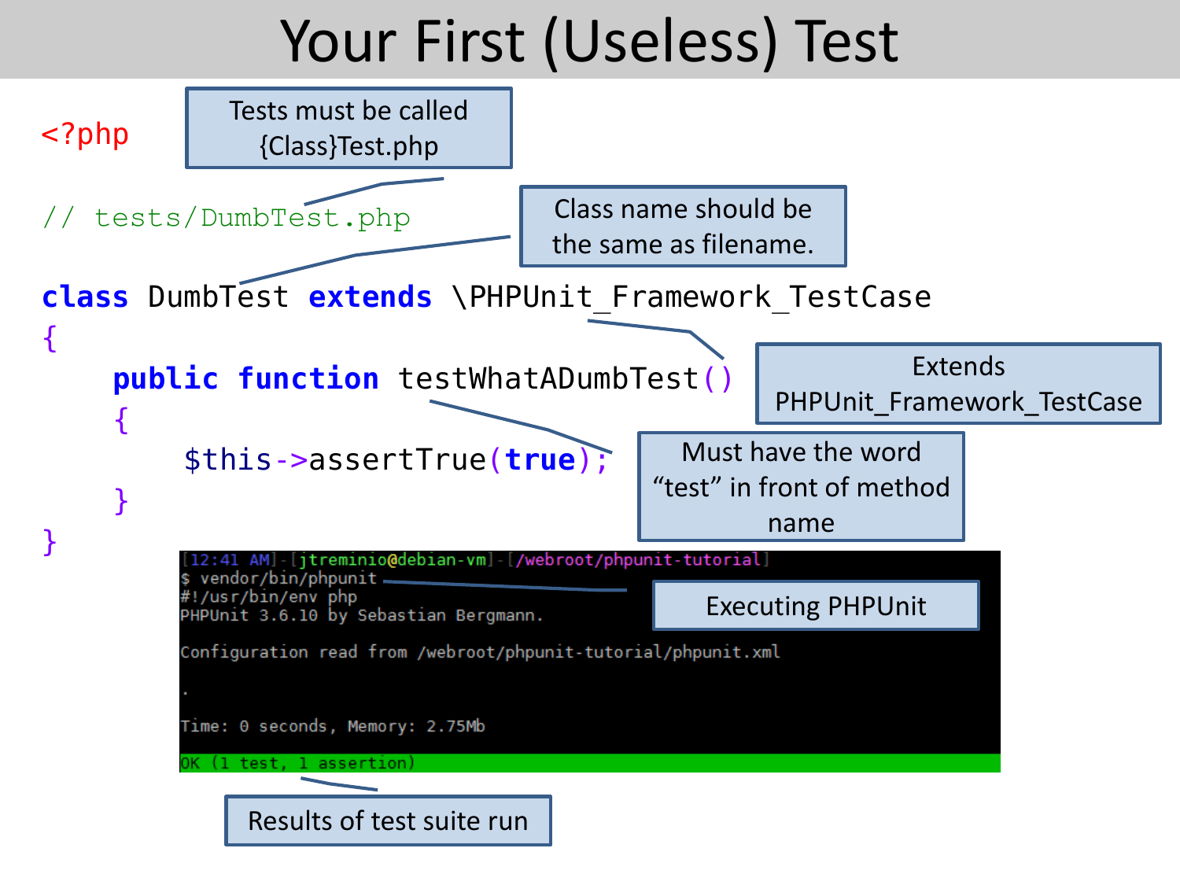# Your First (Useless) Test

```php
<?php

// tests/DumbTest.php

class DumbTest extends \PHPUnit_Framework_TestCase
{
    public function testWhatADumbTest()
    {
        $this->assertTrue(true);
    }
}
```

- Tests must be called {Class}Test.php
- Class name should be the same as filename.
- Extends PHPUnit_Framework_TestCase
- Must have the word "test" in front of method name

```
[12:41 AM]-[jtreminio@debian-vm]-[/webroot/phpunit-tutorial]
$ vendor/bin/phpunit
#!/usr/bin/env php
PHPUnit 3.6.10 by Sebastian Bergmann.

Configuration read from /webroot/phpunit-tutorial/phpunit.xml

.

Time: 0 seconds, Memory: 2.75Mb

OK (1 test, 1 assertion)
```

- Executing PHPUnit
- Results of test suite run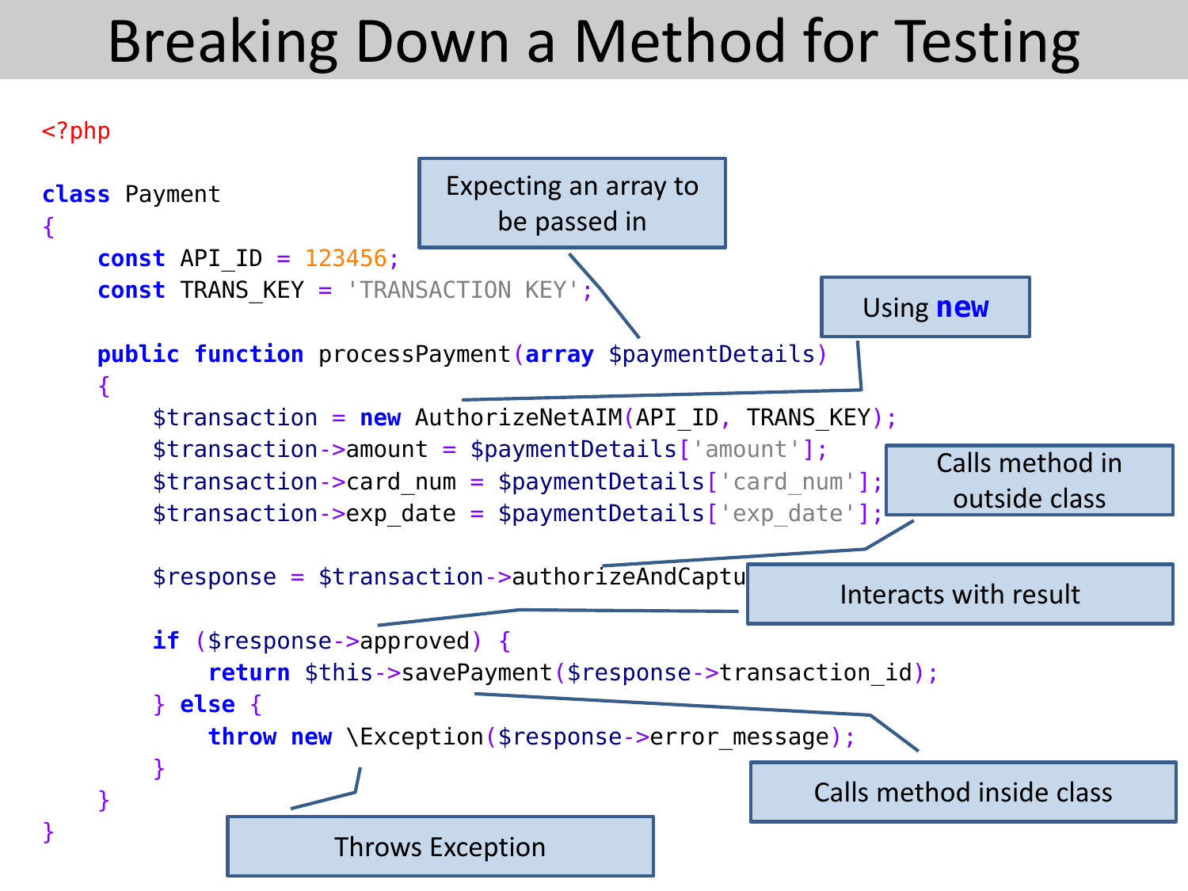# Breaking Down a Method for Testing

```php
<?php

class Payment
{
    const API_ID = 123456;
    const TRANS_KEY = 'TRANSACTION KEY';

    public function processPayment(array $paymentDetails)
    {
        $transaction = new AuthorizeNetAIM(API_ID, TRANS_KEY);
        $transaction->amount = $paymentDetails['amount'];
        $transaction->card_num = $paymentDetails['card_num'];
        $transaction->exp_date = $paymentDetails['exp_date'];

        $response = $transaction->authorizeAndCaptu

        if ($response->approved) {
            return $this->savePayment($response->transaction_id);
        } else {
            throw new \Exception($response->error_message);
        }
    }
}
```

- Expecting an array to be passed in
- Using **new**
- Calls method in outside class
- Interacts with result
- Calls method inside class
- Throws Exception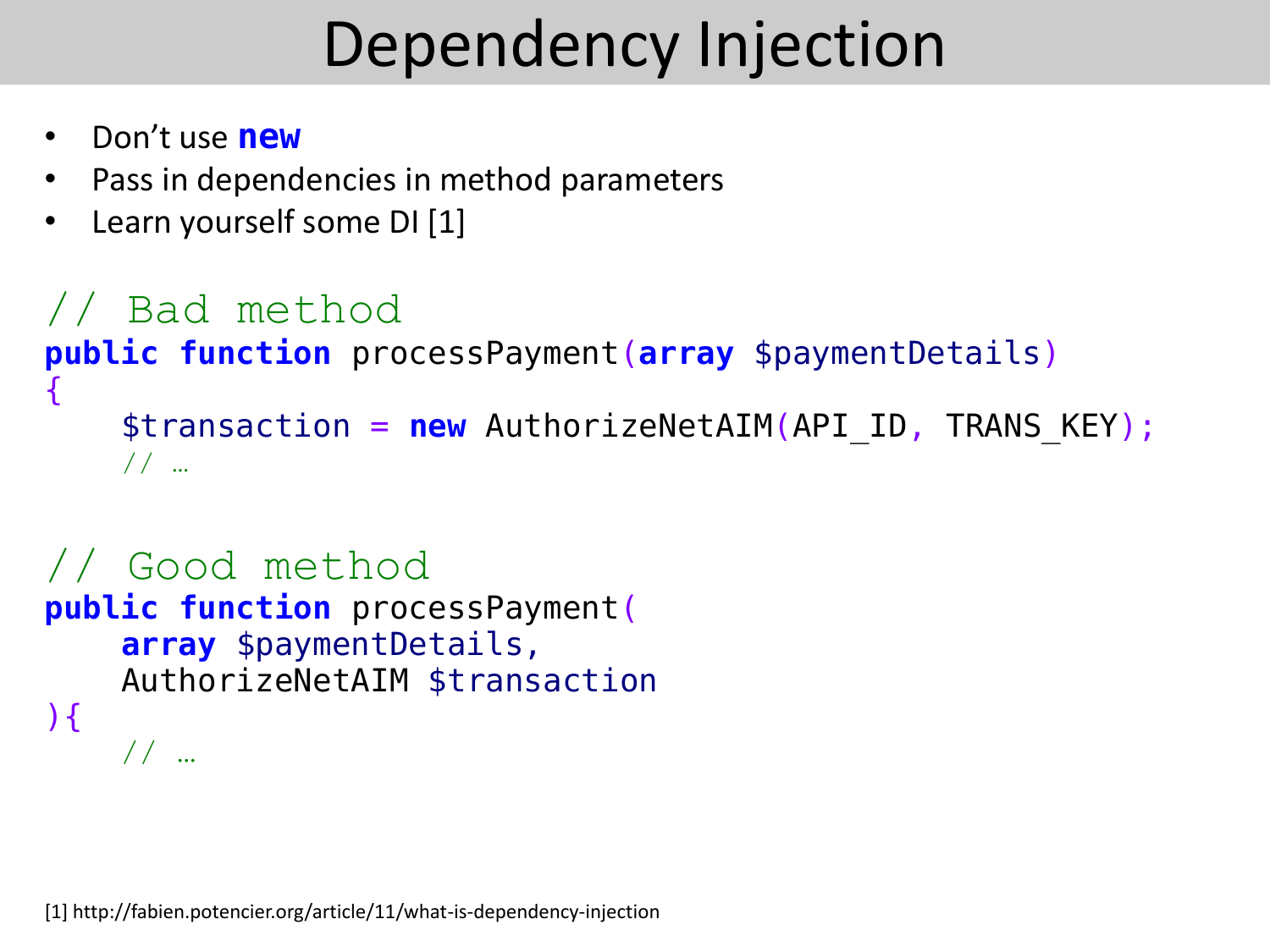# Dependency Injection

- Don't use **new**
- Pass in dependencies in method parameters
- Learn yourself some DI [1]

```
// Bad method
public function processPayment(array $paymentDetails)
{
    $transaction = new AuthorizeNetAIM(API_ID, TRANS_KEY);
    // …

// Good method
public function processPayment(
    array $paymentDetails,
    AuthorizeNetAIM $transaction
){
    // …
```

[1] http://fabien.potencier.org/article/11/what-is-dependency-injection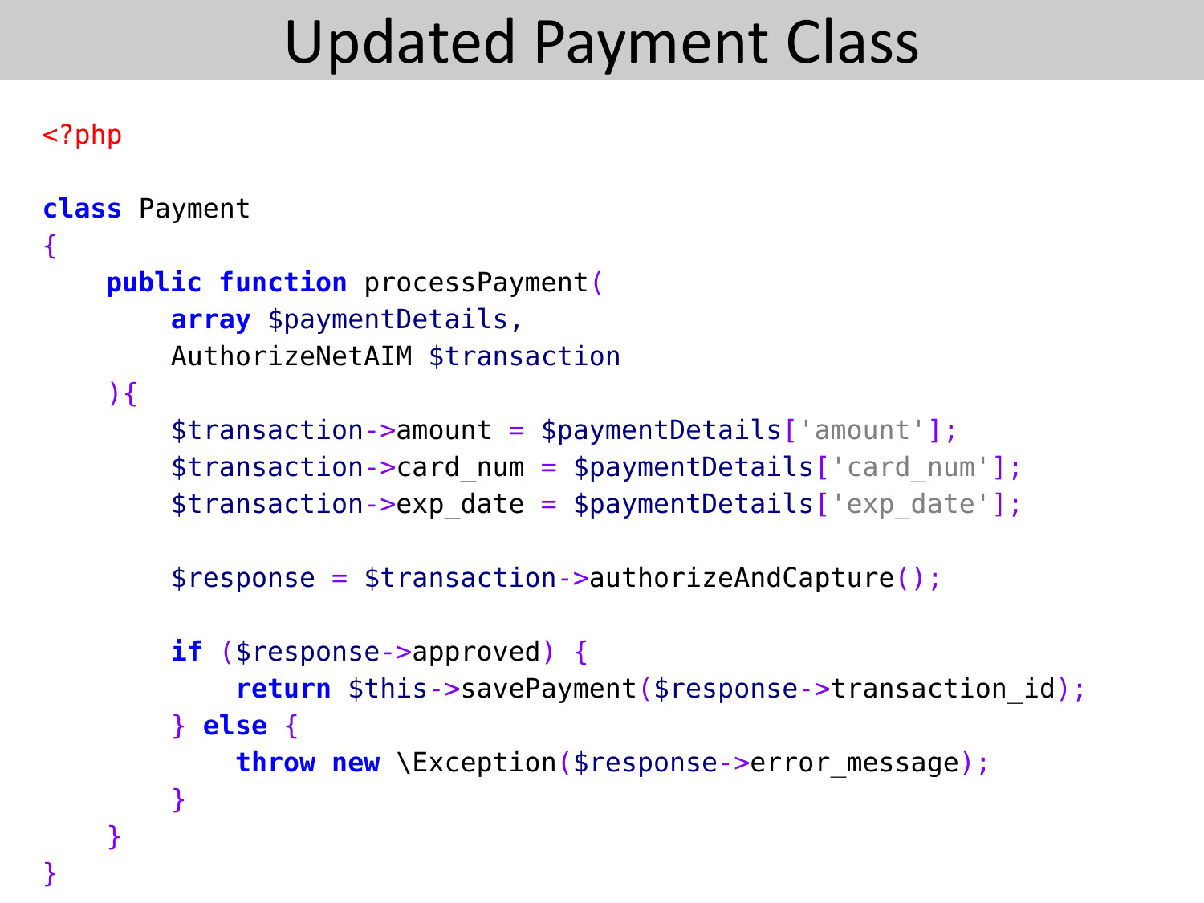# Updated Payment Class

```php
<?php

class Payment
{
    public function processPayment(
        array $paymentDetails,
        AuthorizeNetAIM $transaction
    ){
        $transaction->amount = $paymentDetails['amount'];
        $transaction->card_num = $paymentDetails['card_num'];
        $transaction->exp_date = $paymentDetails['exp_date'];

        $response = $transaction->authorizeAndCapture();

        if ($response->approved) {
            return $this->savePayment($response->transaction_id);
        } else {
            throw new \Exception($response->error_message);
        }
    }
}
```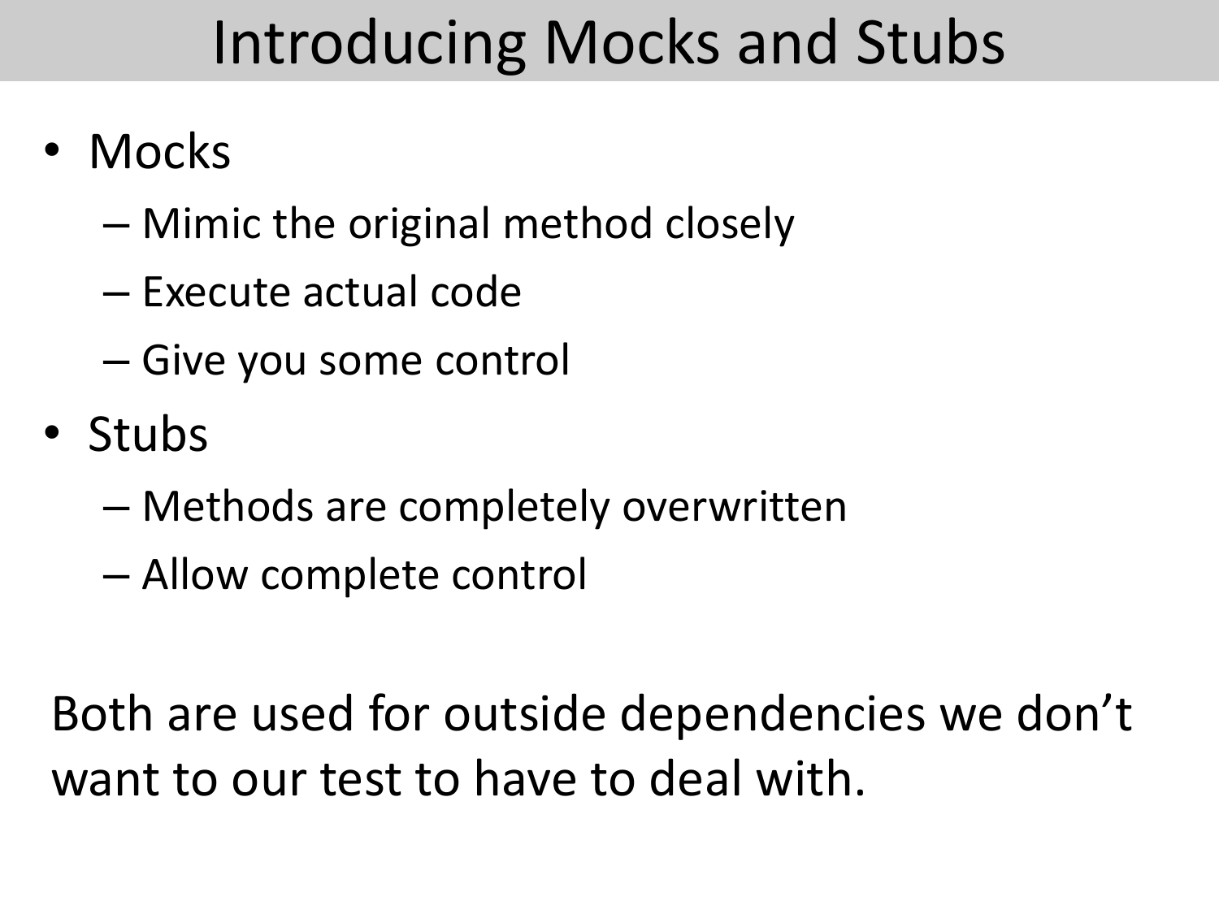# Introducing Mocks and Stubs

- Mocks
  - Mimic the original method closely
  - Execute actual code
  - Give you some control
- Stubs
  - Methods are completely overwritten
  - Allow complete control

Both are used for outside dependencies we don't want to our test to have to deal with.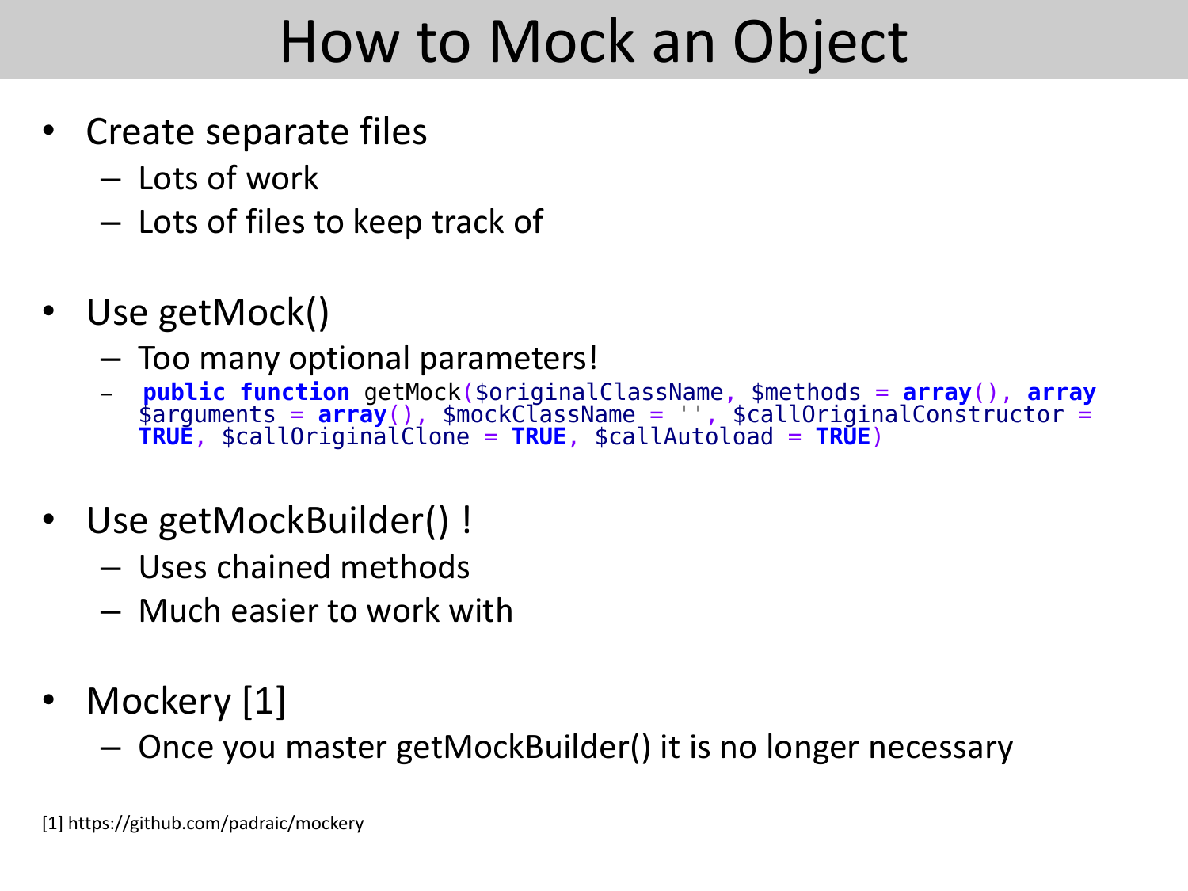# How to Mock an Object

- Create separate files
  - Lots of work
  - Lots of files to keep track of

- Use getMock()
  - Too many optional parameters!
  - ```
    public function getMock($originalClassName, $methods = array(), array $arguments = array(), $mockClassName = '', $callOriginalConstructor = TRUE, $callOriginalClone = TRUE, $callAutoload = TRUE)
    ```

- Use getMockBuilder() !
  - Uses chained methods
  - Much easier to work with

- Mockery [1]
  - Once you master getMockBuilder() it is no longer necessary

[1] https://github.com/padraic/mockery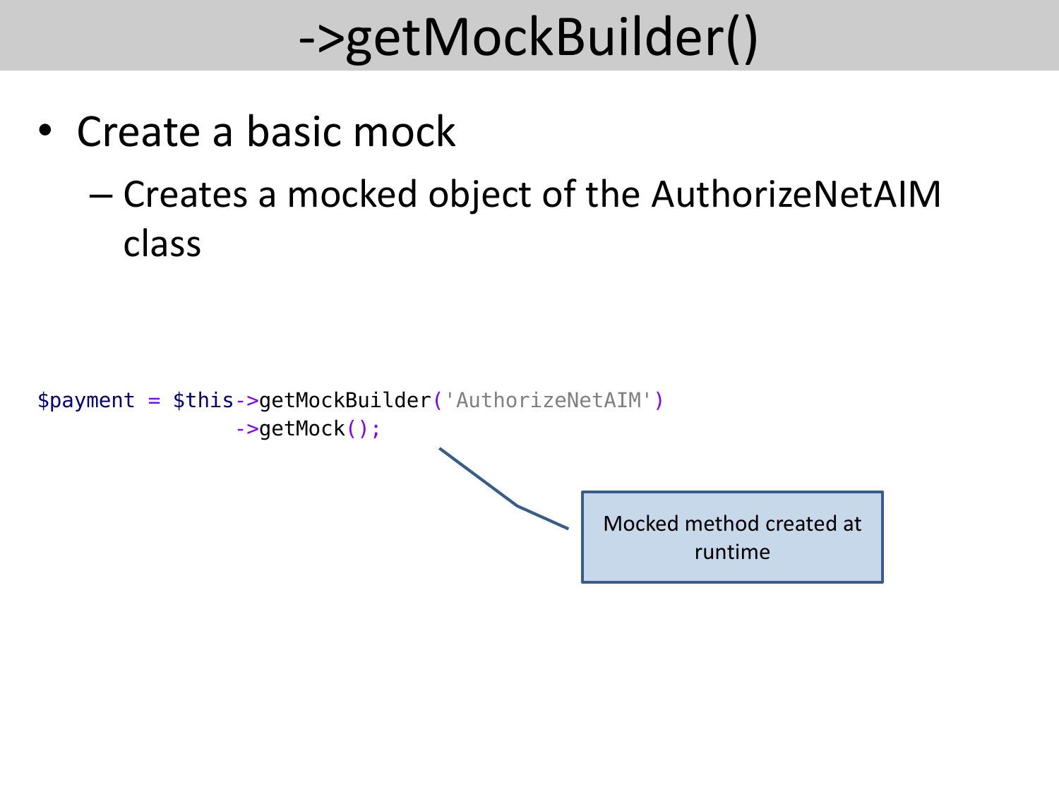# ->getMockBuilder()

- Create a basic mock
  - Creates a mocked object of the AuthorizeNetAIM class

```php
$payment = $this->getMockBuilder('AuthorizeNetAIM')
                ->getMock();
```

Mocked method created at runtime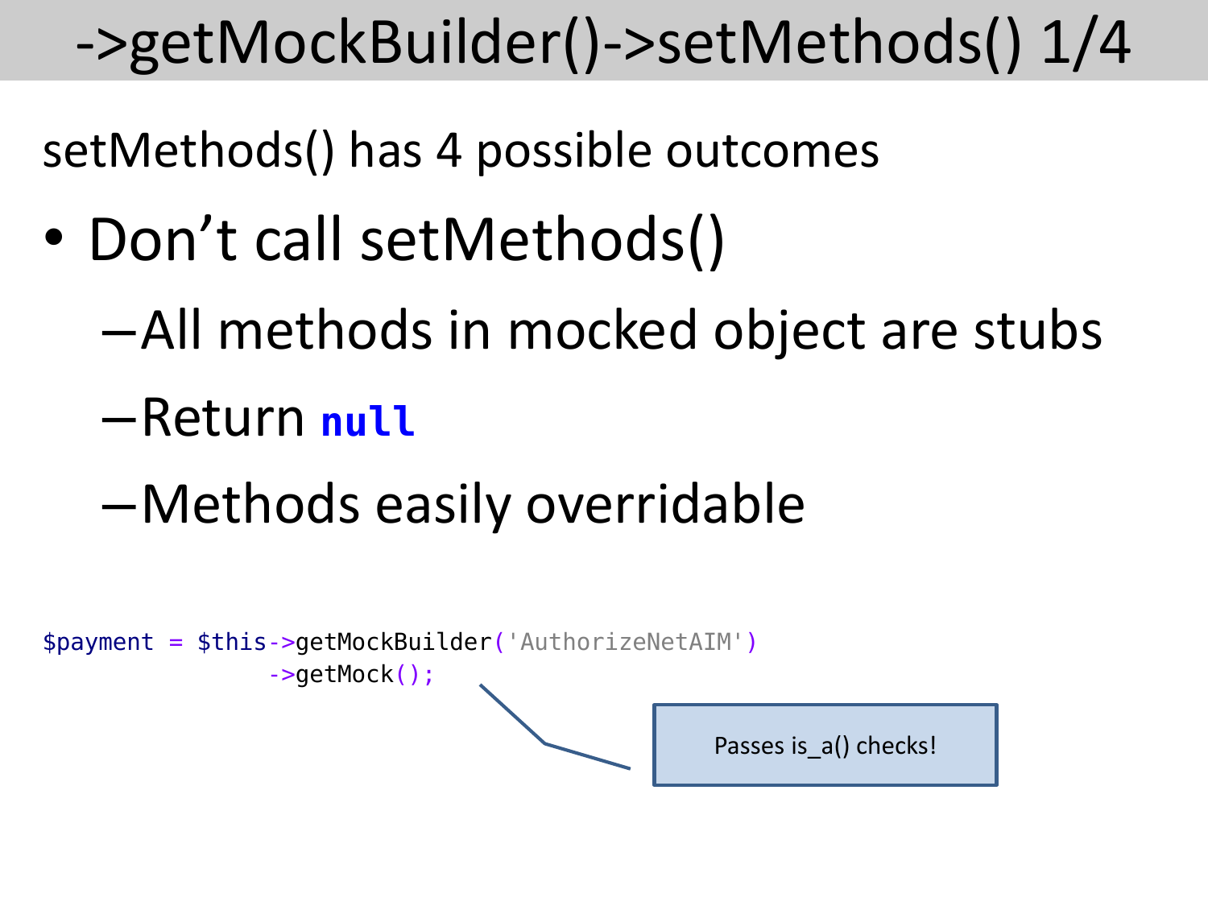# ->getMockBuilder()->setMethods() 1/4

setMethods() has 4 possible outcomes

- Don't call setMethods()
  - All methods in mocked object are stubs
  - Return **null**
  - Methods easily overridable

```
$payment = $this->getMockBuilder('AuthorizeNetAIM')
                ->getMock();
```

Passes is_a() checks!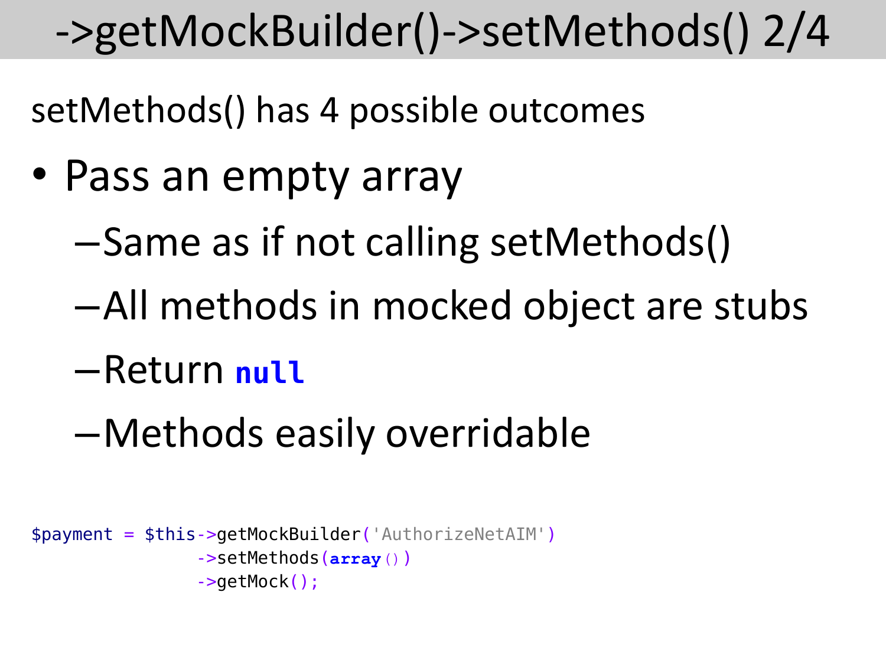# ->getMockBuilder()->setMethods() 2/4

setMethods() has 4 possible outcomes

- Pass an empty array
  - Same as if not calling setMethods()
  - All methods in mocked object are stubs
  - Return **null**
  - Methods easily overridable

```
$payment = $this->getMockBuilder('AuthorizeNetAIM')
                ->setMethods(array())
                ->getMock();
```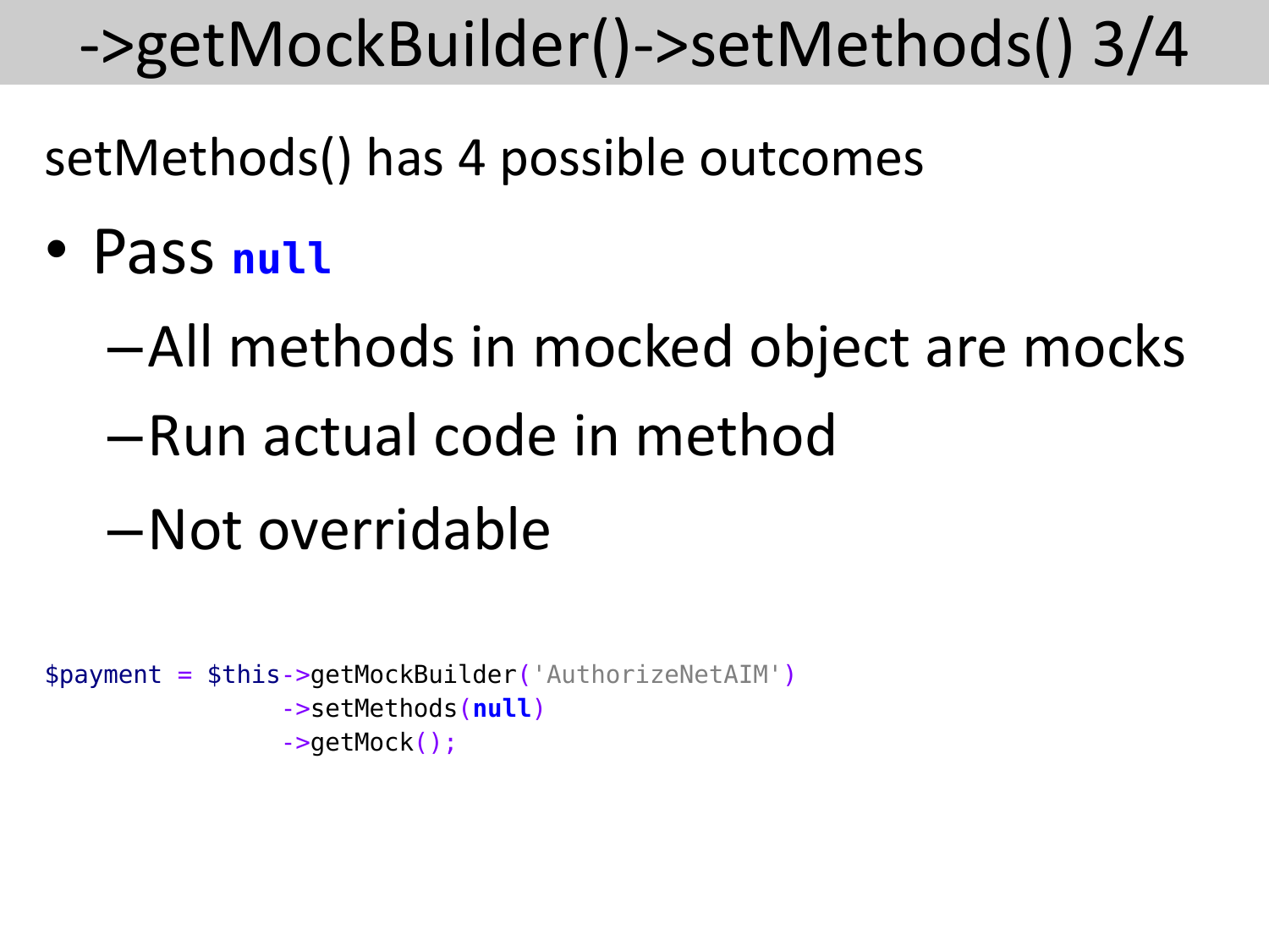# ->getMockBuilder()->setMethods() 3/4

setMethods() has 4 possible outcomes

- Pass **null**
  - All methods in mocked object are mocks
  - Run actual code in method
  - Not overridable

```
$payment = $this->getMockBuilder('AuthorizeNetAIM')
                ->setMethods(null)
                ->getMock();
```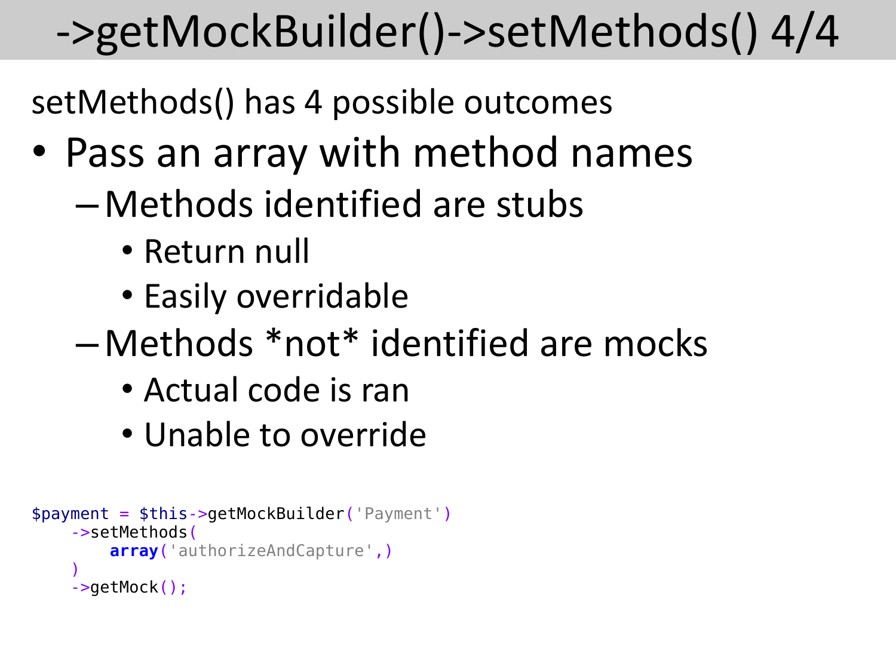# ->getMockBuilder()->setMethods() 4/4

setMethods() has 4 possible outcomes

- Pass an array with method names
  - Methods identified are stubs
    - Return null
    - Easily overridable
  - Methods *not* identified are mocks
    - Actual code is ran
    - Unable to override

```
$payment = $this->getMockBuilder('Payment')
    ->setMethods(
        array('authorizeAndCapture',)
    )
    ->getMock();
```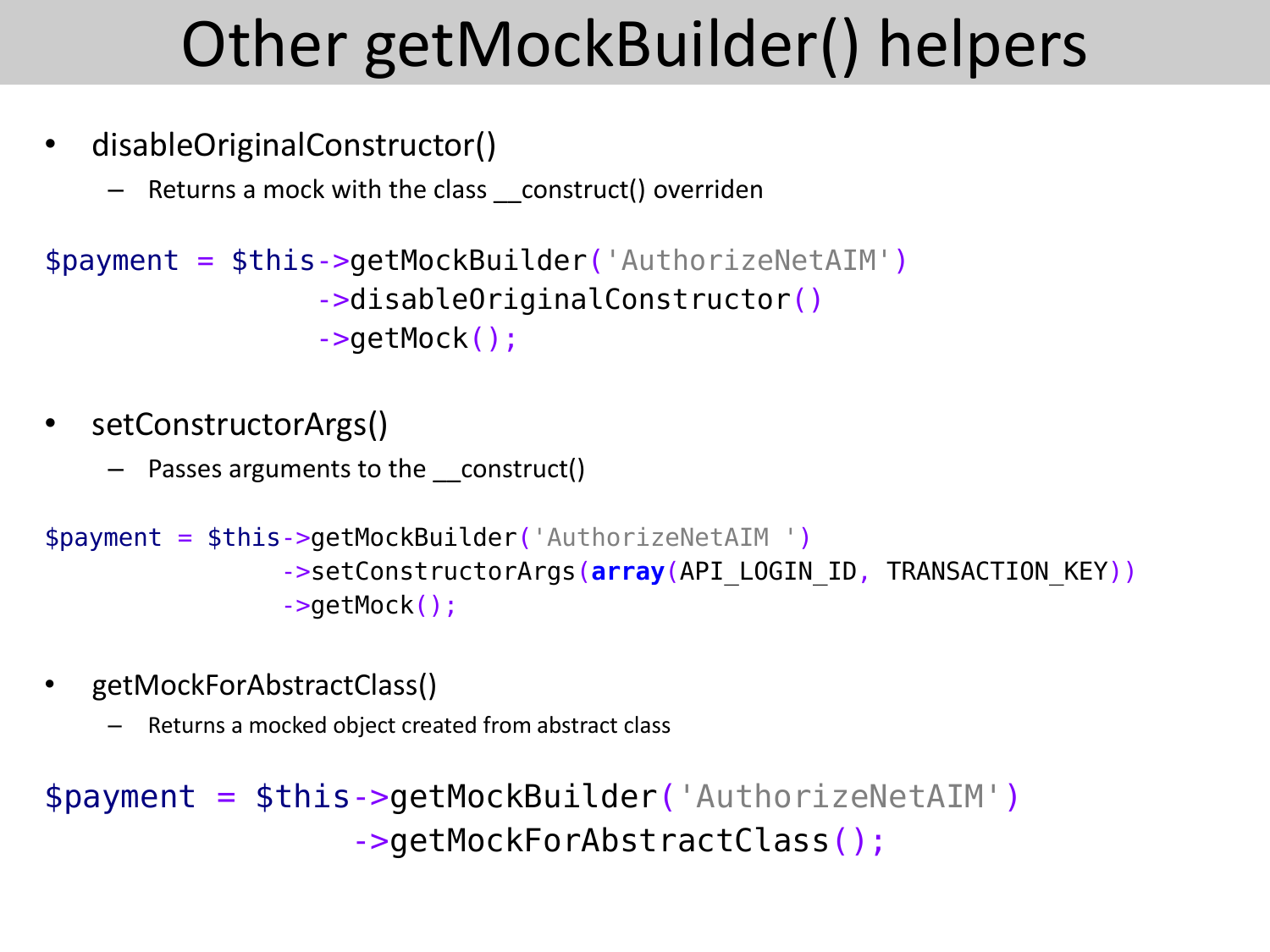# Other getMockBuilder() helpers

- disableOriginalConstructor()
  - Returns a mock with the class __construct() overriden

```php
$payment = $this->getMockBuilder('AuthorizeNetAIM')
                ->disableOriginalConstructor()
                ->getMock();
```

- setConstructorArgs()
  - Passes arguments to the __construct()

```php
$payment = $this->getMockBuilder('AuthorizeNetAIM ')
                ->setConstructorArgs(array(API_LOGIN_ID, TRANSACTION_KEY))
                ->getMock();
```

- getMockForAbstractClass()
  - Returns a mocked object created from abstract class

```php
$payment = $this->getMockBuilder('AuthorizeNetAIM')
                ->getMockForAbstractClass();
```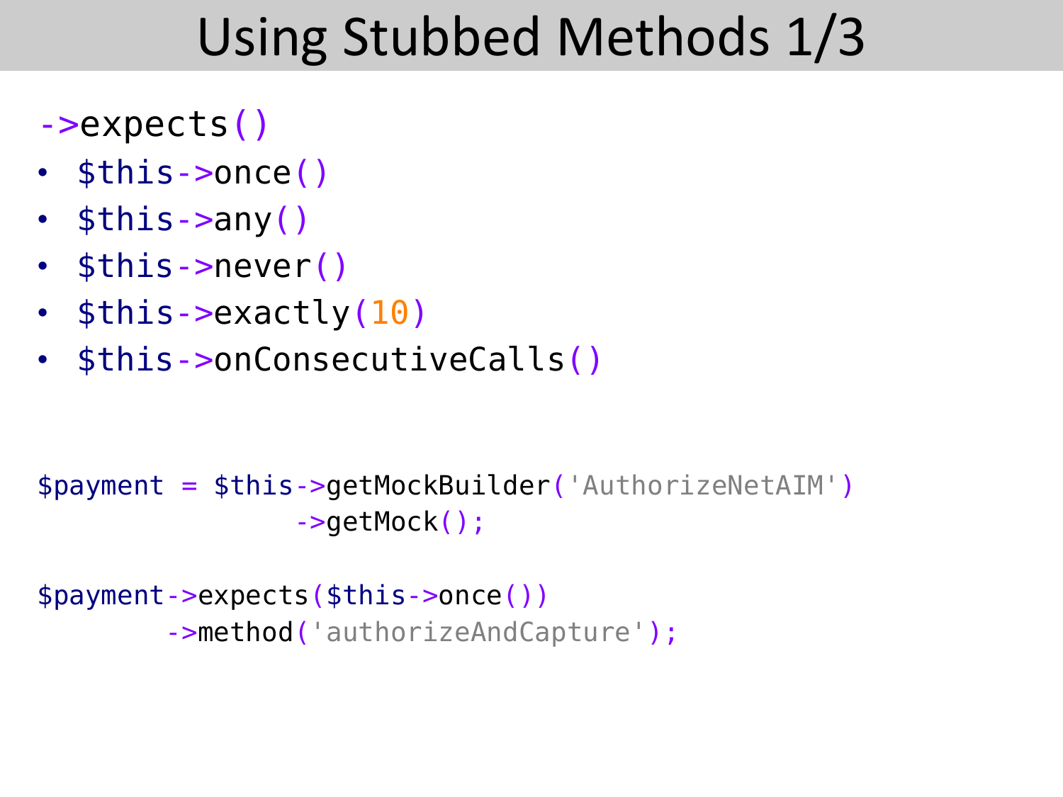# Using Stubbed Methods 1/3

`->expects()`

- `$this->once()`
- `$this->any()`
- `$this->never()`
- `$this->exactly(10)`
- `$this->onConsecutiveCalls()`

```
$payment = $this->getMockBuilder('AuthorizeNetAIM')
                ->getMock();

$payment->expects($this->once())
        ->method('authorizeAndCapture');
```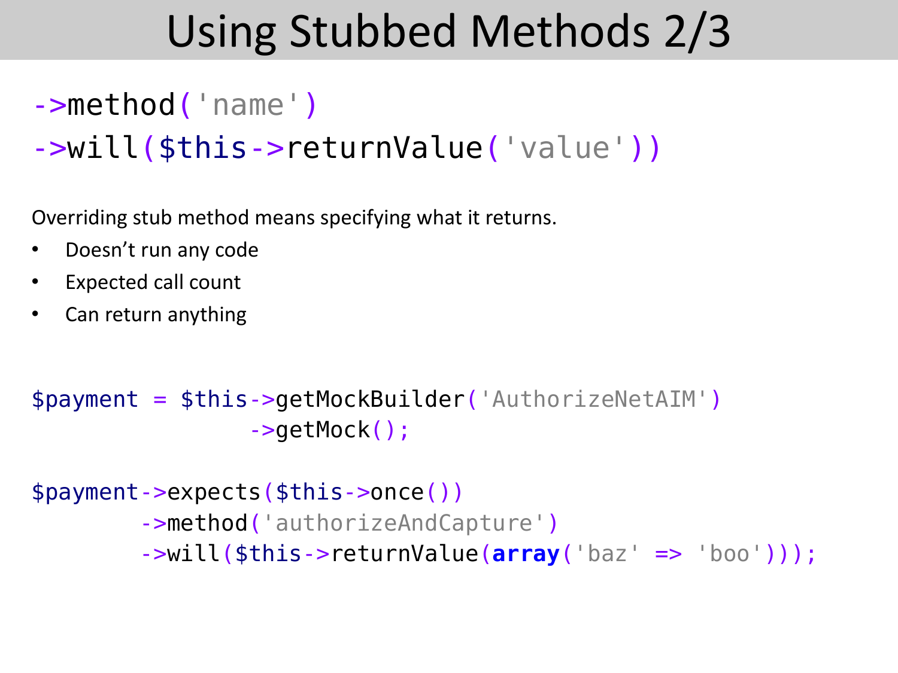# Using Stubbed Methods 2/3

```php
->method('name')
->will($this->returnValue('value'))
```

Overriding stub method means specifying what it returns.

- Doesn't run any code
- Expected call count
- Can return anything

```php
$payment = $this->getMockBuilder('AuthorizeNetAIM')
                ->getMock();

$payment->expects($this->once())
        ->method('authorizeAndCapture')
        ->will($this->returnValue(array('baz' => 'boo')));
```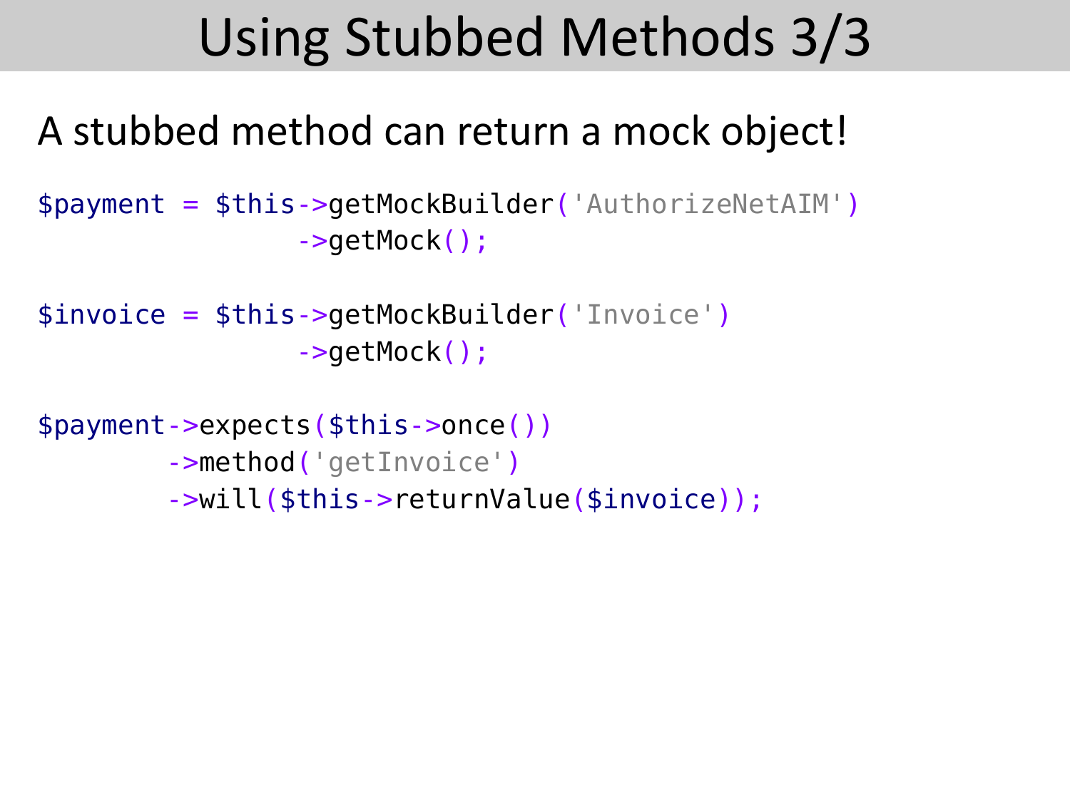# Using Stubbed Methods 3/3

A stubbed method can return a mock object!

```
$payment = $this->getMockBuilder('AuthorizeNetAIM')
                ->getMock();

$invoice = $this->getMockBuilder('Invoice')
                ->getMock();

$payment->expects($this->once())
        ->method('getInvoice')
        ->will($this->returnValue($invoice));
```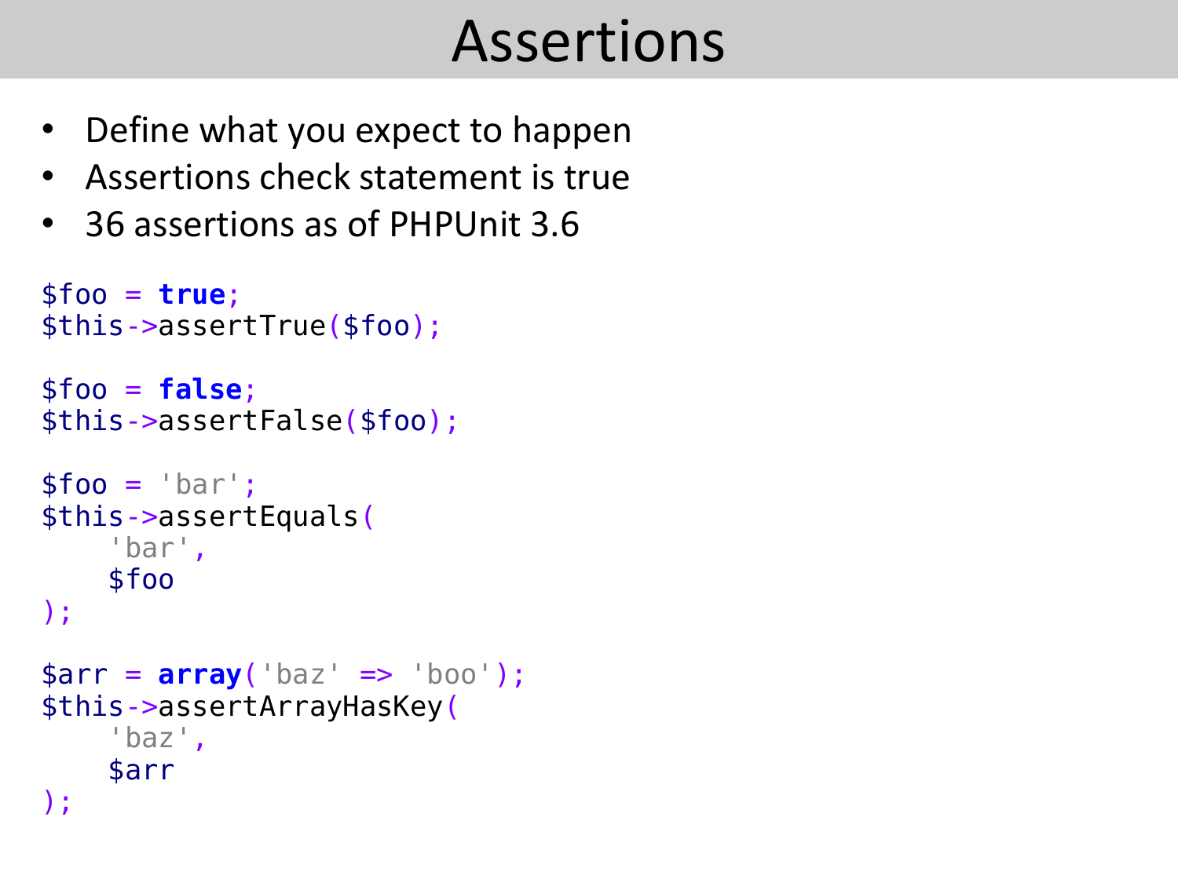# Assertions

- Define what you expect to happen
- Assertions check statement is true
- 36 assertions as of PHPUnit 3.6

```php
$foo = true;
$this->assertTrue($foo);

$foo = false;
$this->assertFalse($foo);

$foo = 'bar';
$this->assertEquals(
    'bar',
    $foo
);

$arr = array('baz' => 'boo');
$this->assertArrayHasKey(
    'baz',
    $arr
);
```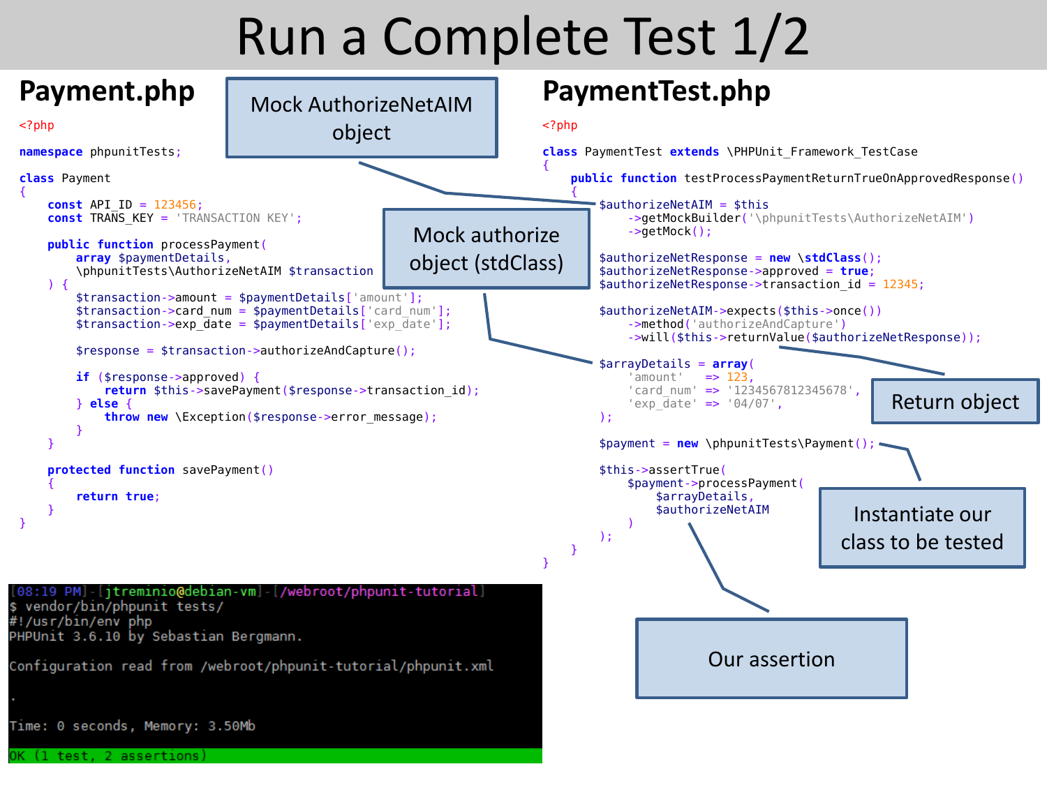# Run a Complete Test 1/2

## Payment.php

```php
<?php

namespace phpunitTests;

class Payment
{
    const API_ID = 123456;
    const TRANS_KEY = 'TRANSACTION KEY';

    public function processPayment(
        array $paymentDetails,
        \phpunitTests\AuthorizeNetAIM $transaction
    ) {
        $transaction->amount = $paymentDetails['amount'];
        $transaction->card_num = $paymentDetails['card_num'];
        $transaction->exp_date = $paymentDetails['exp_date'];

        $response = $transaction->authorizeAndCapture();

        if ($response->approved) {
            return $this->savePayment($response->transaction_id);
        } else {
            throw new \Exception($response->error_message);
        }
    }

    protected function savePayment()
    {
        return true;
    }
}
```

## PaymentTest.php

```php
<?php

class PaymentTest extends \PHPUnit_Framework_TestCase
{
    public function testProcessPaymentReturnTrueOnApprovedResponse()
    {
        $authorizeNetAIM = $this
            ->getMockBuilder('\phpunitTests\AuthorizeNetAIM')
            ->getMock();

        $authorizeNetResponse = new \stdClass();
        $authorizeNetResponse->approved = true;
        $authorizeNetResponse->transaction_id = 12345;

        $authorizeNetAIM->expects($this->once())
            ->method('authorizeAndCapture')
            ->will($this->returnValue($authorizeNetResponse));

        $arrayDetails = array(
            'amount'    => 123,
            'card_num'  => '1234567812345678',
            'exp_date'  => '04/07',
        );

        $payment = new \phpunitTests\Payment();

        $this->assertTrue(
            $payment->processPayment(
                $arrayDetails,
                $authorizeNetAIM
            )
        );
    }
}
```

- Mock AuthorizeNetAIM object
- Mock authorize object (stdClass)
- Return object
- Instantiate our class to be tested
- Our assertion

```
[08:19 PM]-[jtreminio@debian-vm]-[/webroot/phpunit-tutorial]
$ vendor/bin/phpunit tests/
#!/usr/bin/env php
PHPUnit 3.6.10 by Sebastian Bergmann.

Configuration read from /webroot/phpunit-tutorial/phpunit.xml

.

Time: 0 seconds, Memory: 3.50Mb

OK (1 test, 2 assertions)
```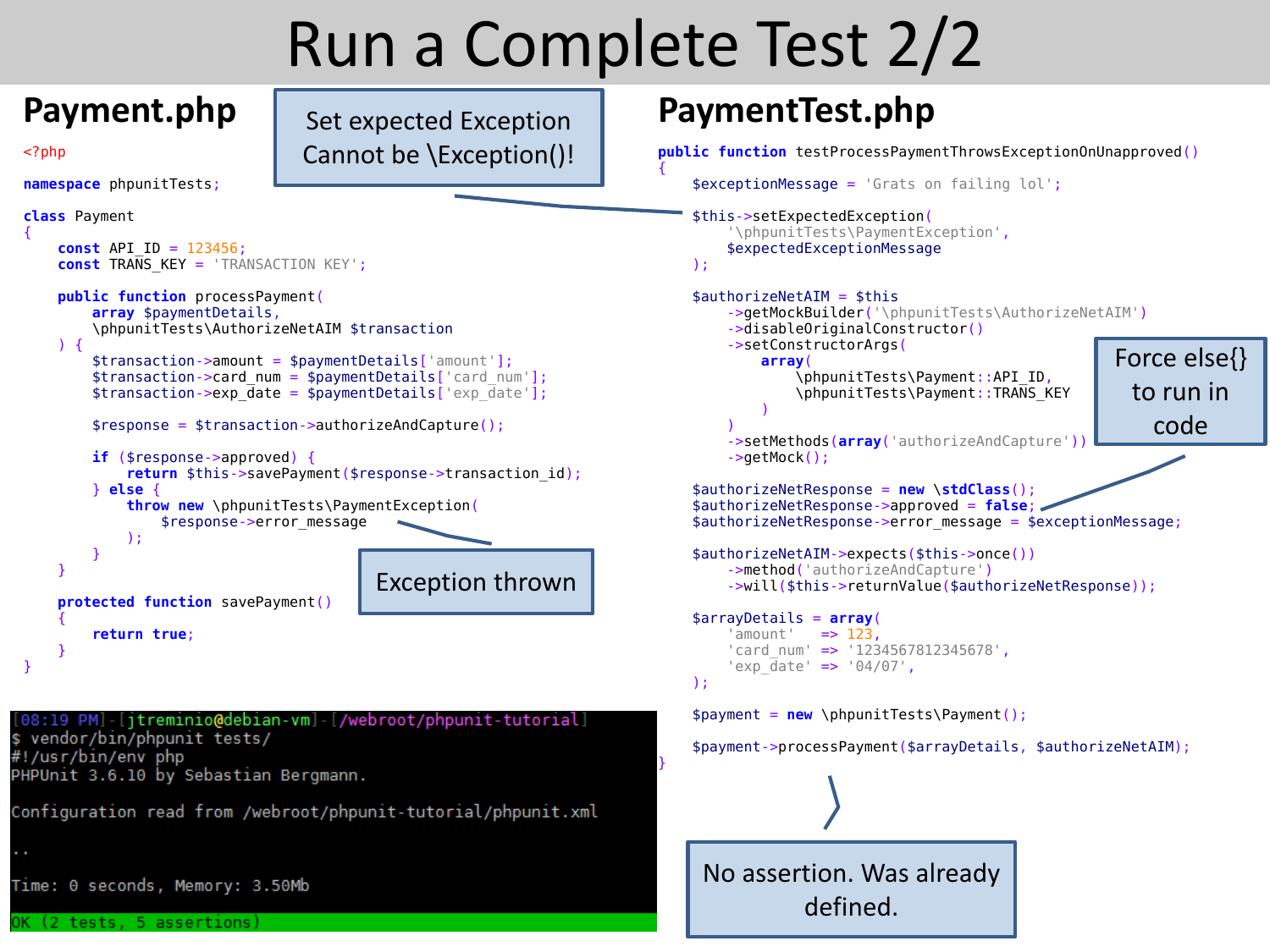# Run a Complete Test 2/2

## Payment.php

```php
<?php

namespace phpunitTests;

class Payment
{
    const API_ID = 123456;
    const TRANS_KEY = 'TRANSACTION KEY';

    public function processPayment(
        array $paymentDetails,
        \phpunitTests\AuthorizeNetAIM $transaction
    ) {
        $transaction->amount = $paymentDetails['amount'];
        $transaction->card_num = $paymentDetails['card_num'];
        $transaction->exp_date = $paymentDetails['exp_date'];

        $response = $transaction->authorizeAndCapture();

        if ($response->approved) {
            return $this->savePayment($response->transaction_id);
        } else {
            throw new \phpunitTests\PaymentException(
                $response->error_message
            );
        }
    }

    protected function savePayment()
    {
        return true;
    }
}
```

Set expected Exception Cannot be \Exception()!

Exception thrown

```
[08:19 PM]-[jtreminio@debian-vm]-[/webroot/phpunit-tutorial]
$ vendor/bin/phpunit tests/
#!/usr/bin/env php
PHPUnit 3.6.10 by Sebastian Bergmann.

Configuration read from /webroot/phpunit-tutorial/phpunit.xml

..

Time: 0 seconds, Memory: 3.50Mb

OK (2 tests, 5 assertions)
```

## PaymentTest.php

```php
public function testProcessPaymentThrowsExceptionOnUnapproved()
{
    $exceptionMessage = 'Grats on failing lol';

    $this->setExpectedException(
        '\phpunitTests\PaymentException',
        $expectedExceptionMessage
    );

    $authorizeNetAIM = $this
        ->getMockBuilder('\phpunitTests\AuthorizeNetAIM')
        ->disableOriginalConstructor()
        ->setConstructorArgs(
            array(
                \phpunitTests\Payment::API_ID,
                \phpunitTests\Payment::TRANS_KEY
            )
        )
        ->setMethods(array('authorizeAndCapture'))
        ->getMock();

    $authorizeNetResponse = new \stdClass();
    $authorizeNetResponse->approved = false;
    $authorizeNetResponse->error_message = $exceptionMessage;

    $authorizeNetAIM->expects($this->once())
        ->method('authorizeAndCapture')
        ->will($this->returnValue($authorizeNetResponse));

    $arrayDetails = array(
        'amount'   => 123,
        'card_num' => '1234567812345678',
        'exp_date' => '04/07',
    );

    $payment = new \phpunitTests\Payment();

    $payment->processPayment($arrayDetails, $authorizeNetAIM);
}
```

Force else{} to run in code

No assertion. Was already defined.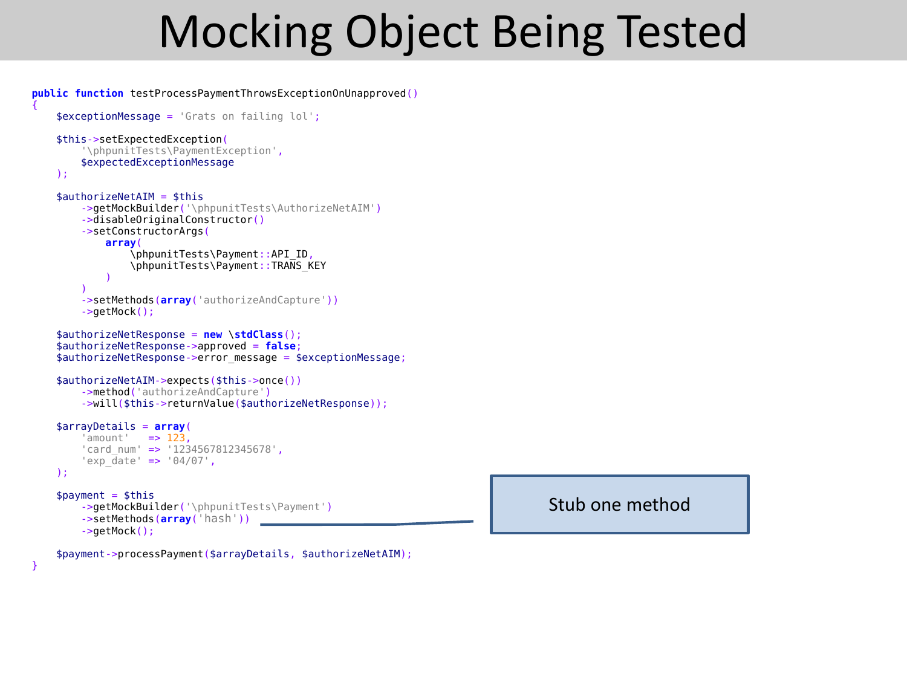# Mocking Object Being Tested

```php
public function testProcessPaymentThrowsExceptionOnUnapproved()
{
    $exceptionMessage = 'Grats on failing lol';

    $this->setExpectedException(
        '\phpunitTests\PaymentException',
        $expectedExceptionMessage
    );

    $authorizeNetAIM = $this
        ->getMockBuilder('\phpunitTests\AuthorizeNetAIM')
        ->disableOriginalConstructor()
        ->setConstructorArgs(
            array(
                \phpunitTests\Payment::API_ID,
                \phpunitTests\Payment::TRANS_KEY
            )
        )
        ->setMethods(array('authorizeAndCapture'))
        ->getMock();

    $authorizeNetResponse = new \stdClass();
    $authorizeNetResponse->approved = false;
    $authorizeNetResponse->error_message = $exceptionMessage;

    $authorizeNetAIM->expects($this->once())
        ->method('authorizeAndCapture')
        ->will($this->returnValue($authorizeNetResponse));

    $arrayDetails = array(
        'amount'   => 123,
        'card_num' => '1234567812345678',
        'exp_date' => '04/07',
    );

    $payment = $this
        ->getMockBuilder('\phpunitTests\Payment')
        ->setMethods(array('hash'))
        ->getMock();

    $payment->processPayment($arrayDetails, $authorizeNetAIM);
}
```

Stub one method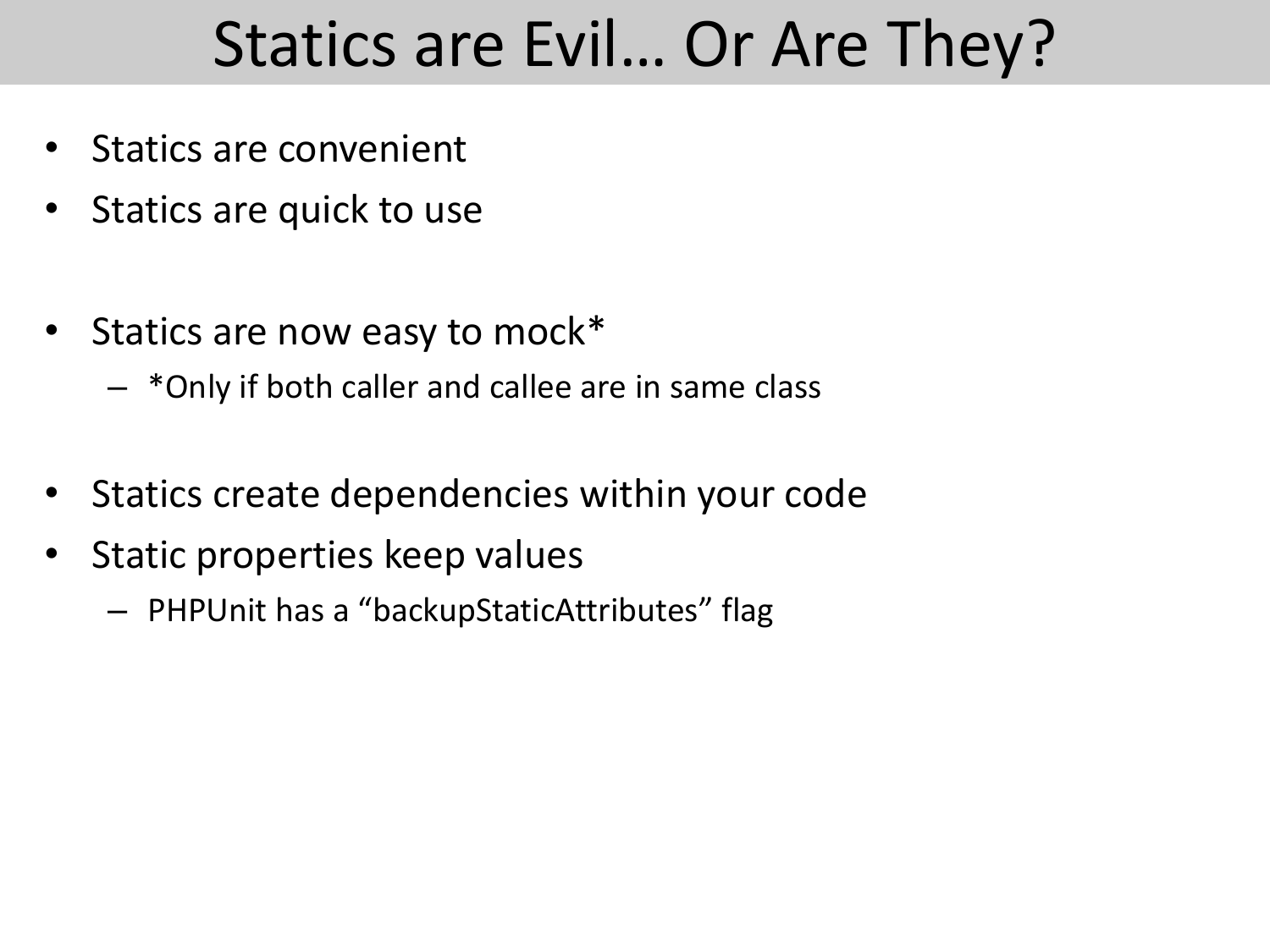# Statics are Evil… Or Are They?

- Statics are convenient
- Statics are quick to use

- Statics are now easy to mock*
  - *Only if both caller and callee are in same class

- Statics create dependencies within your code
- Static properties keep values
  - PHPUnit has a “backupStaticAttributes” flag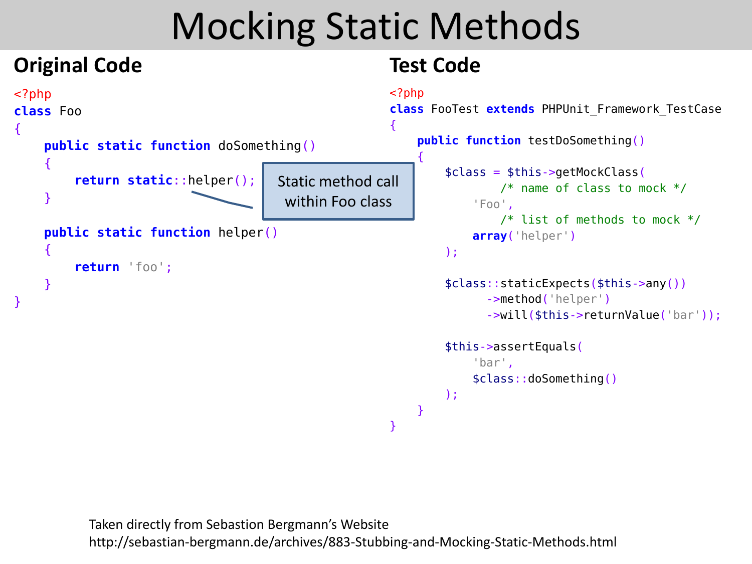# Mocking Static Methods

## Original Code

```php
<?php
class Foo
{
    public static function doSomething()
    {
        return static::helper();
    }

    public static function helper()
    {
        return 'foo';
    }
}
```

Static method call within Foo class

## Test Code

```php
<?php
class FooTest extends PHPUnit_Framework_TestCase
{
    public function testDoSomething()
    {
        $class = $this->getMockClass(
              /* name of class to mock */
            'Foo',
              /* list of methods to mock */
            array('helper')
        );

        $class::staticExpects($this->any())
              ->method('helper')
              ->will($this->returnValue('bar'));

        $this->assertEquals(
            'bar',
            $class::doSomething()
        );
    }
}
```

Taken directly from Sebastion Bergmann's Website
http://sebastian-bergmann.de/archives/883-Stubbing-and-Mocking-Static-Methods.html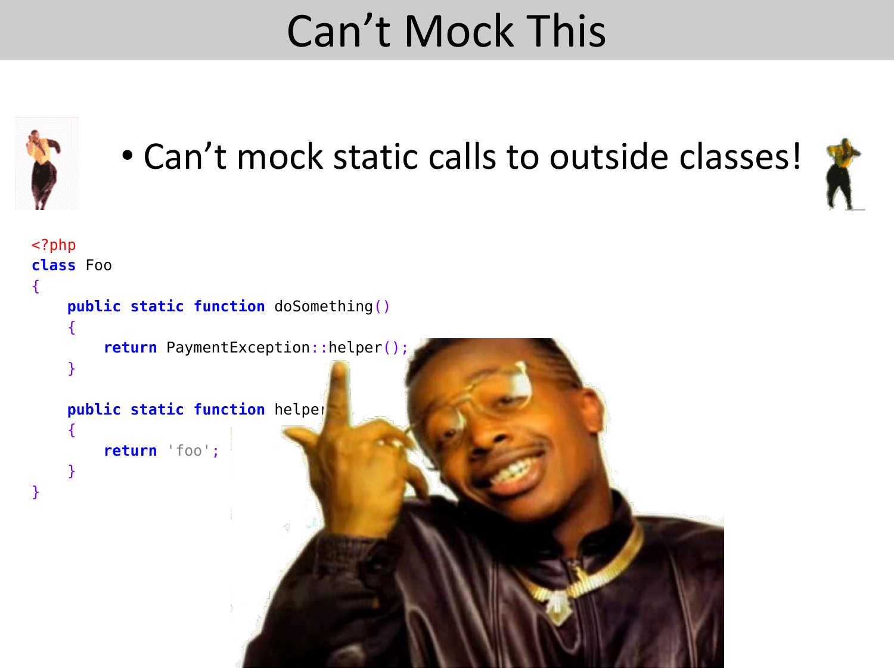# Can’t Mock This

- Can’t mock static calls to outside classes!

```php
<?php
class Foo
{
    public static function doSomething()
    {
        return PaymentException::helper();
    }

    public static function helper
    {
        return 'foo';
    }
}
```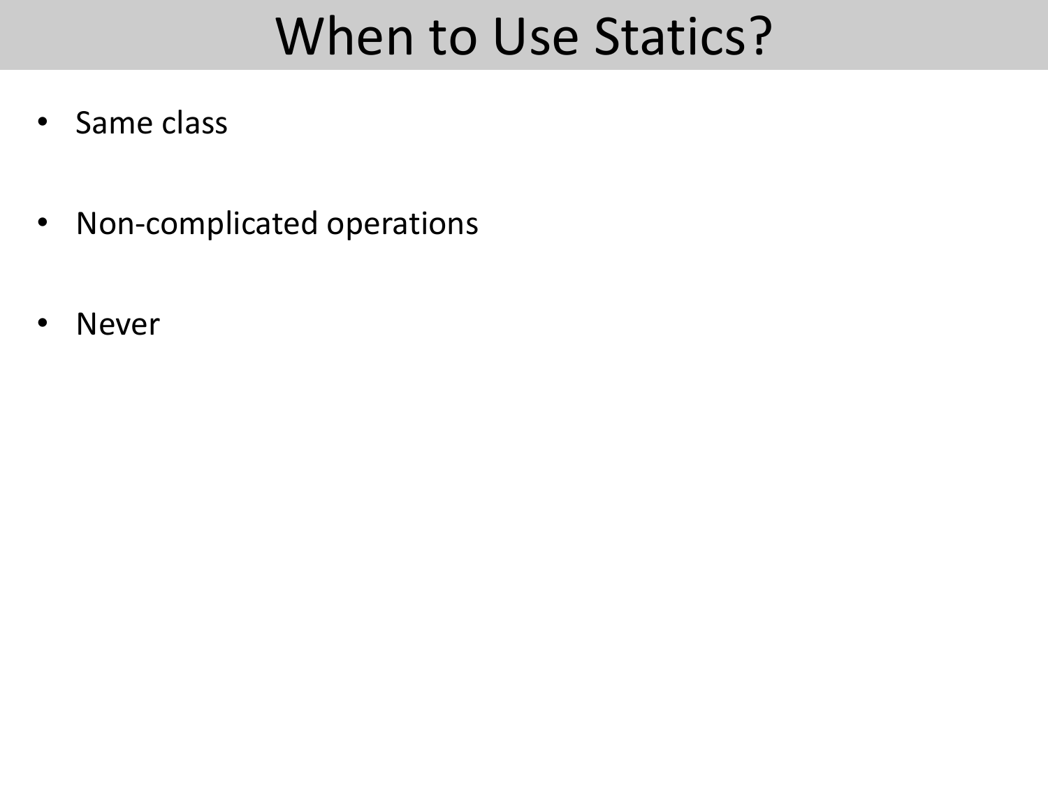# When to Use Statics?

- Same class
- Non-complicated operations
- Never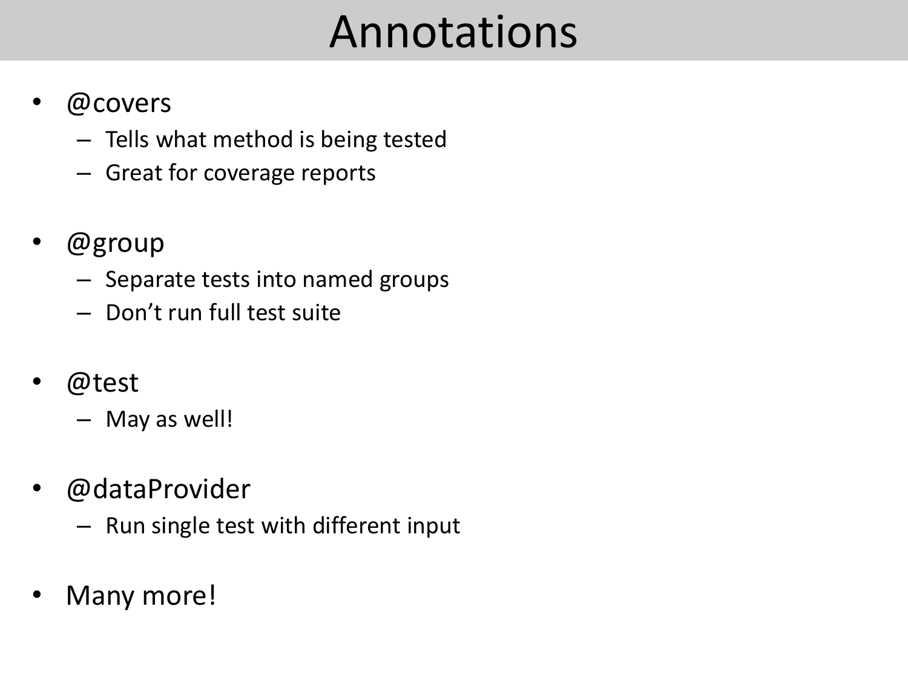# Annotations

- @covers
  - Tells what method is being tested
  - Great for coverage reports
- @group
  - Separate tests into named groups
  - Don’t run full test suite
- @test
  - May as well!
- @dataProvider
  - Run single test with different input
- Many more!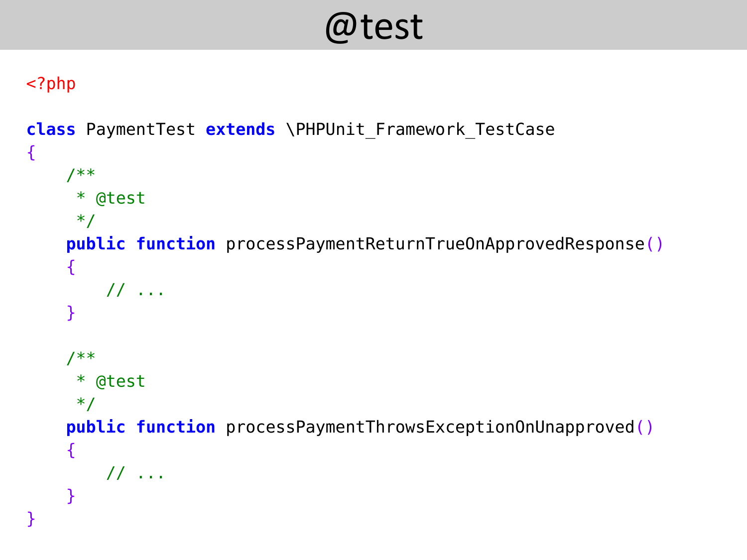# @test

```php
<?php

class PaymentTest extends \PHPUnit_Framework_TestCase
{
    /**
     * @test
     */
    public function processPaymentReturnTrueOnApprovedResponse()
    {
        // ...
    }

    /**
     * @test
     */
    public function processPaymentThrowsExceptionOnUnapproved()
    {
        // ...
    }
}
```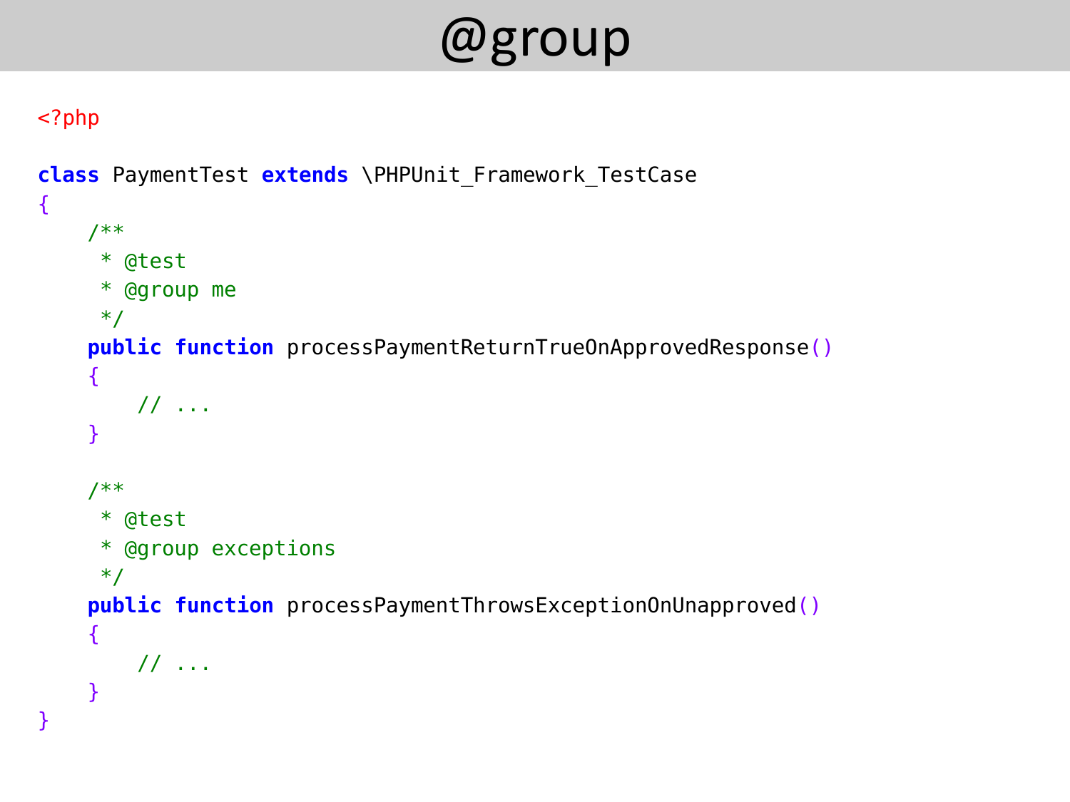# @group

```php
<?php

class PaymentTest extends \PHPUnit_Framework_TestCase
{
    /**
     * @test
     * @group me
     */
    public function processPaymentReturnTrueOnApprovedResponse()
    {
        // ...
    }

    /**
     * @test
     * @group exceptions
     */
    public function processPaymentThrowsExceptionOnUnapproved()
    {
        // ...
    }
}
```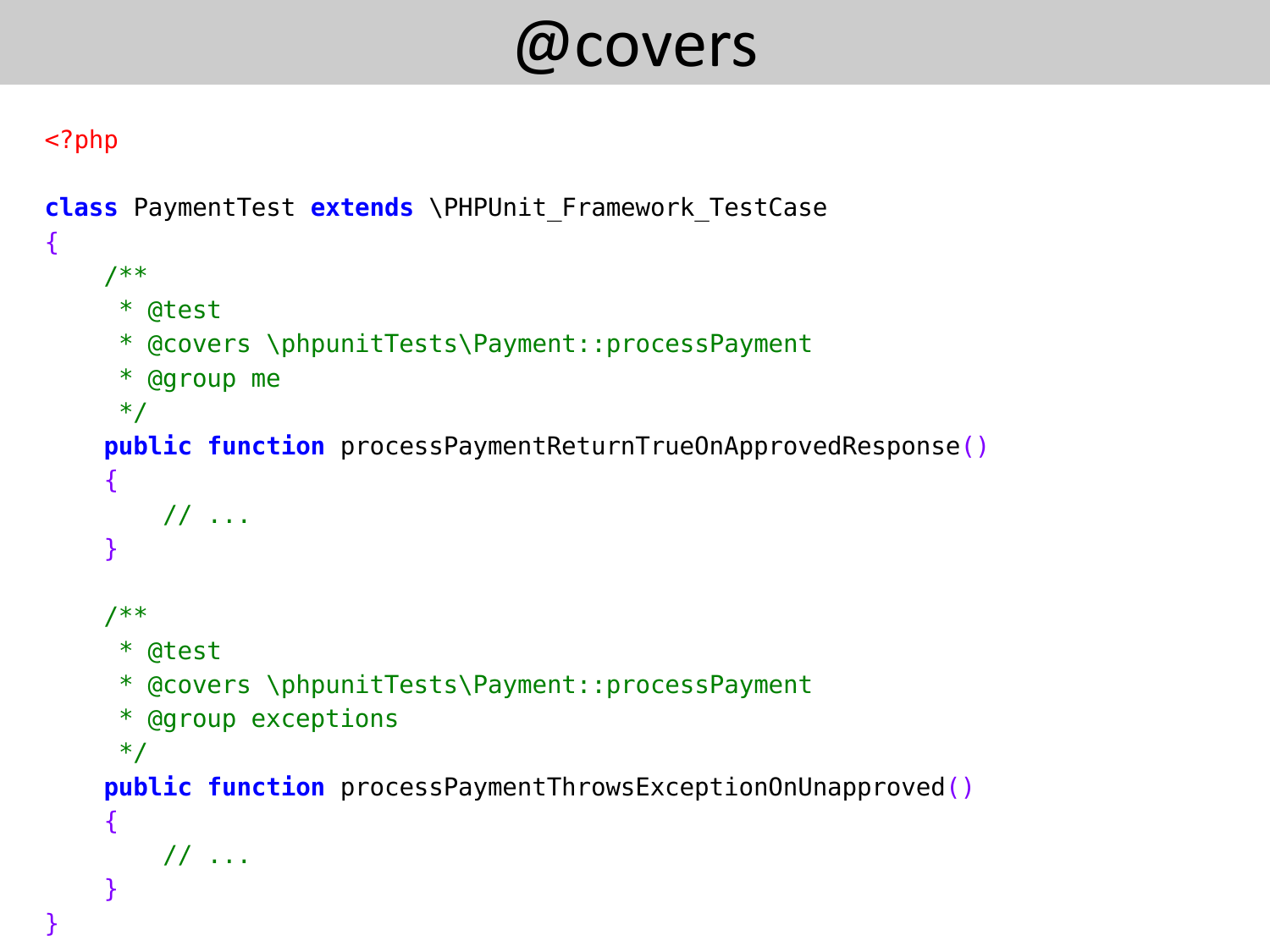# @covers

```php
<?php

class PaymentTest extends \PHPUnit_Framework_TestCase
{
    /**
     * @test
     * @covers \phpunitTests\Payment::processPayment
     * @group me
     */
    public function processPaymentReturnTrueOnApprovedResponse()
    {
        // ...
    }

    /**
     * @test
     * @covers \phpunitTests\Payment::processPayment
     * @group exceptions
     */
    public function processPaymentThrowsExceptionOnUnapproved()
    {
        // ...
    }
}
```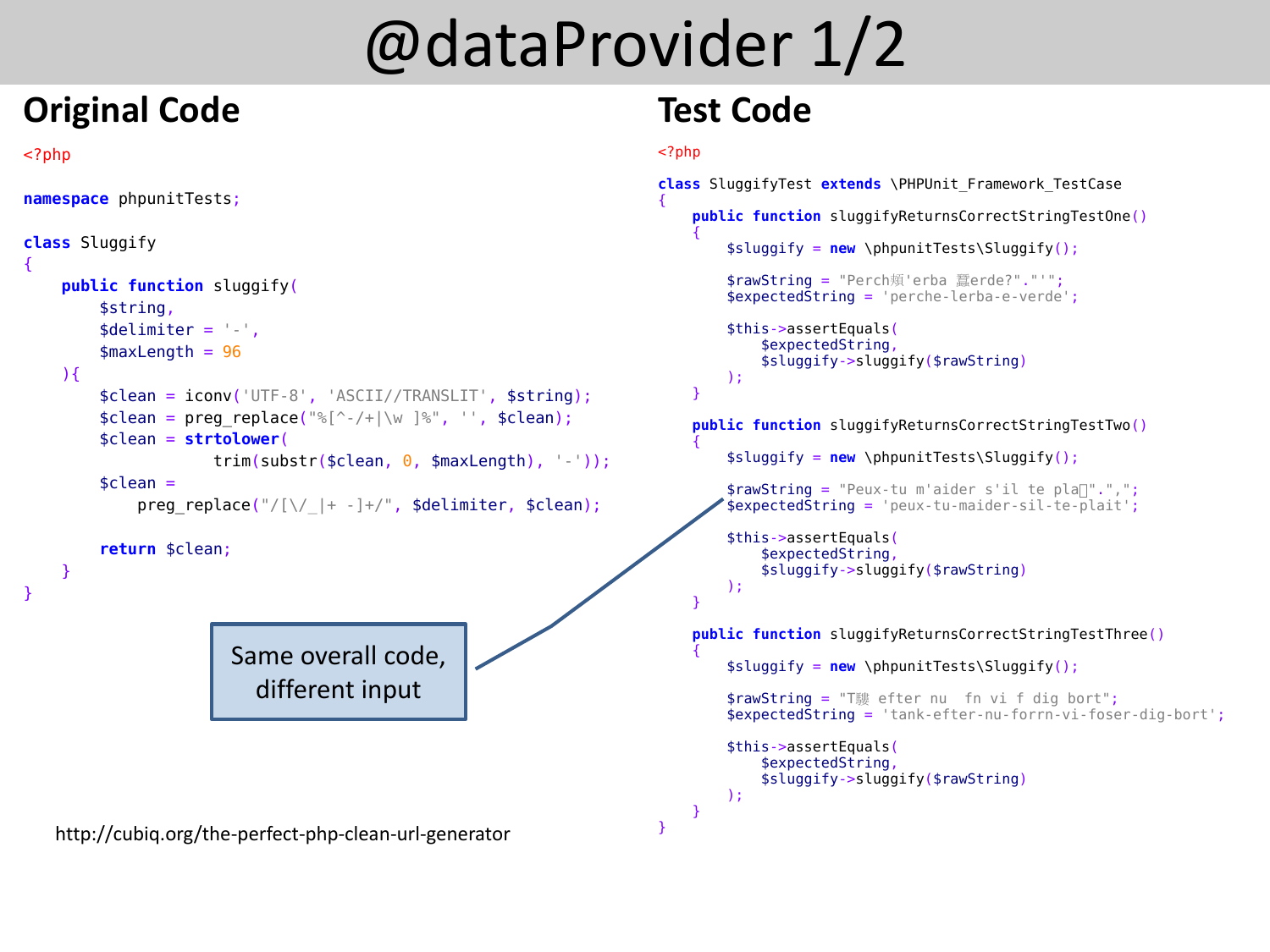# @dataProvider 1/2

## Original Code

```php
<?php

namespace phpunitTests;

class Sluggify
{
    public function sluggify(
        $string,
        $delimiter = '-',
        $maxLength = 96
    ){
        $clean = iconv('UTF-8', 'ASCII//TRANSLIT', $string);
        $clean = preg_replace("%[^-/+|\w ]%", '', $clean);
        $clean = strtolower(
                trim(substr($clean, 0, $maxLength), '-'));
        $clean =
            preg_replace("/[\/_|+ -]+/", $delimiter, $clean);

        return $clean;
    }
}
```

Same overall code, different input

http://cubiq.org/the-perfect-php-clean-url-generator

## Test Code

```php
<?php

class SluggifyTest extends \PHPUnit_Framework_TestCase
{
    public function sluggifyReturnsCorrectStringTestOne()
    {
        $sluggify = new \phpunitTests\Sluggify();

        $rawString = "Perch頻'erba 羅erde?"."'";
        $expectedString = 'perche-lerba-e-verde';

        $this->assertEquals(
            $expectedString,
            $sluggify->sluggify($rawString)
        );
    }

    public function sluggifyReturnsCorrectStringTestTwo()
    {
        $sluggify = new \phpunitTests\Sluggify();

        $rawString = "Peux-tu m'aider s'il te pla?".",";
        $expectedString = 'peux-tu-maider-sil-te-plait';

        $this->assertEquals(
            $expectedString,
            $sluggify->sluggify($rawString)
        );
    }

    public function sluggifyReturnsCorrectStringTestThree()
    {
        $sluggify = new \phpunitTests\Sluggify();

        $rawString = "T驍 efter nu  fn vi f dig bort";
        $expectedString = 'tank-efter-nu-forrn-vi-foser-dig-bort';

        $this->assertEquals(
            $expectedString,
            $sluggify->sluggify($rawString)
        );
    }
}
```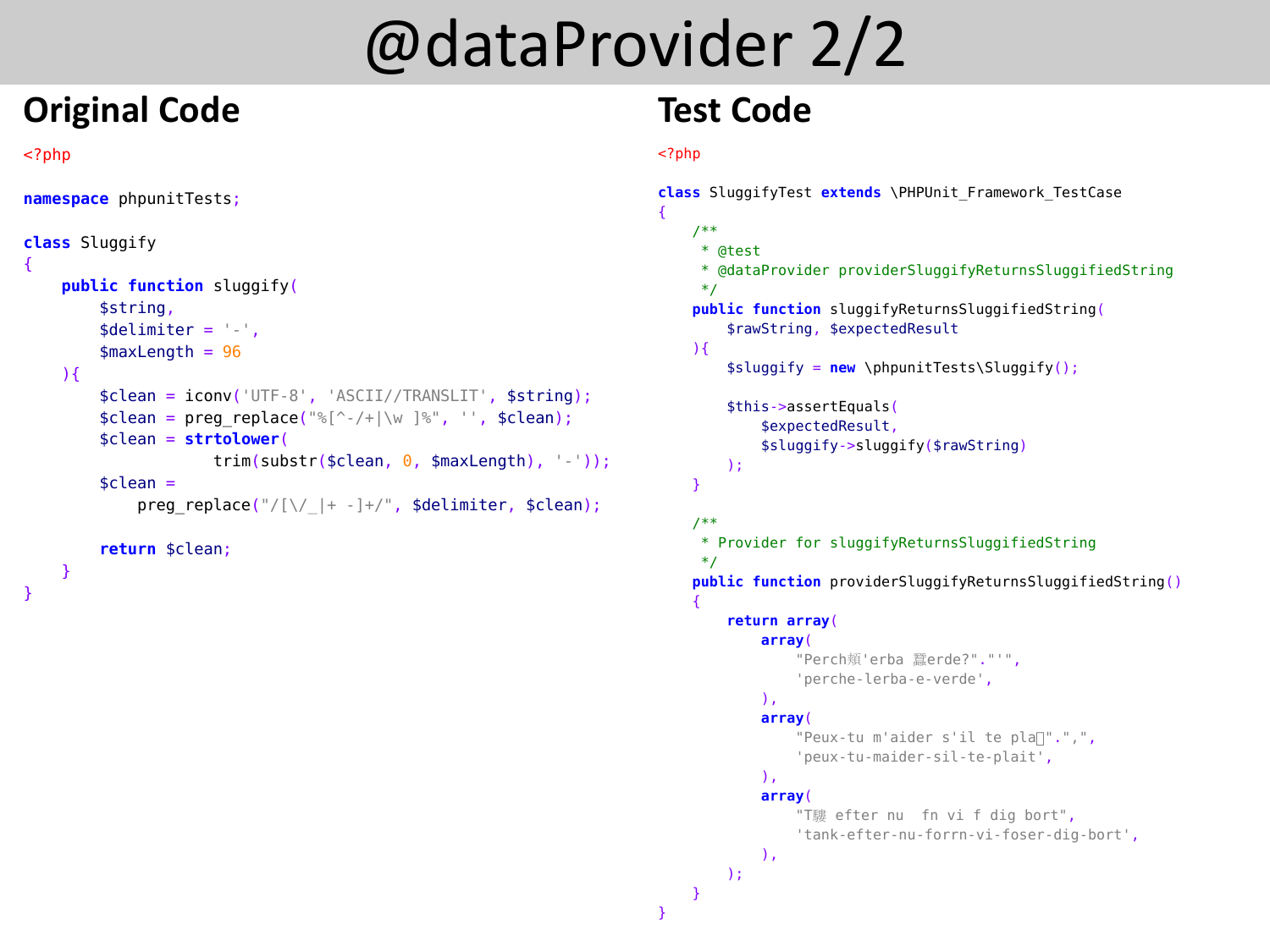# @dataProvider 2/2

## Original Code

```php
<?php

namespace phpunitTests;

class Sluggify
{
    public function sluggify(
        $string,
        $delimiter = '-',
        $maxLength = 96
    ){
        $clean = iconv('UTF-8', 'ASCII//TRANSLIT', $string);
        $clean = preg_replace("%[^-/+|\w ]%", '', $clean);
        $clean = strtolower(
                    trim(substr($clean, 0, $maxLength), '-'));
        $clean =
            preg_replace("/[\/_|+ -]+/", $delimiter, $clean);

        return $clean;
    }
}
```

## Test Code

```php
<?php

class SluggifyTest extends \PHPUnit_Framework_TestCase
{
    /**
     * @test
     * @dataProvider providerSluggifyReturnsSluggifiedString
     */
    public function sluggifyReturnsSluggifiedString(
        $rawString, $expectedResult
    ){
        $sluggify = new \phpunitTests\Sluggify();

        $this->assertEquals(
            $expectedResult,
            $sluggify->sluggify($rawString)
        );
    }

    /**
     * Provider for sluggifyReturnsSluggifiedString
     */
    public function providerSluggifyReturnsSluggifiedString()
    {
        return array(
            array(
                "Perch頫'erba 蘿erde?".'"',
                'perche-lerba-e-verde',
            ),
            array(
                "Peux-tu m'aider s'il te pla�".",",
                'peux-tu-maider-sil-te-plait',
            ),
            array(
                "T驍 efter nu  fn vi f dig bort",
                'tank-efter-nu-forrn-vi-foser-dig-bort',
            ),
        );
    }
}
```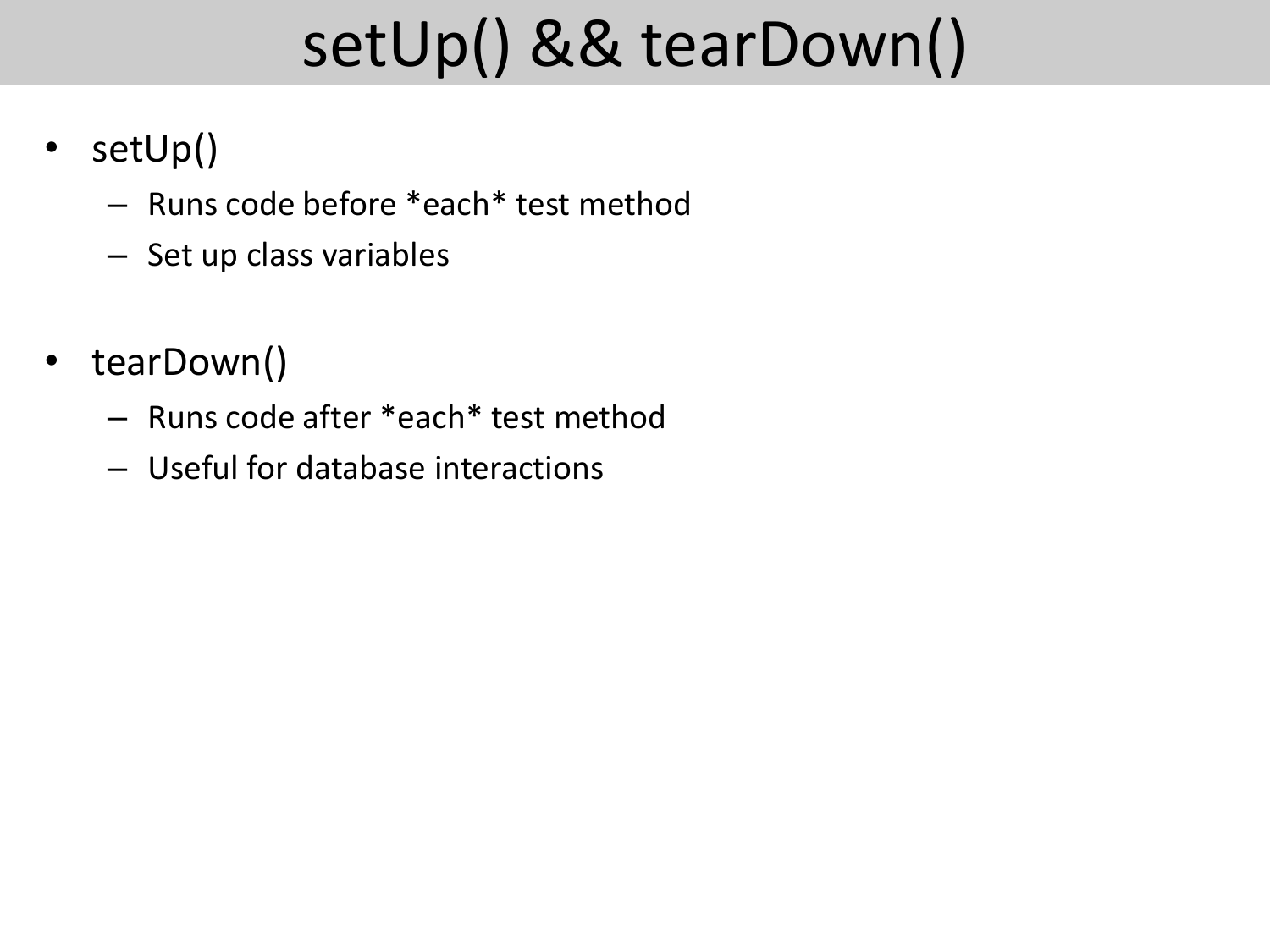# setUp() && tearDown()

- setUp()
  - Runs code before *each* test method
  - Set up class variables

- tearDown()
  - Runs code after *each* test method
  - Useful for database interactions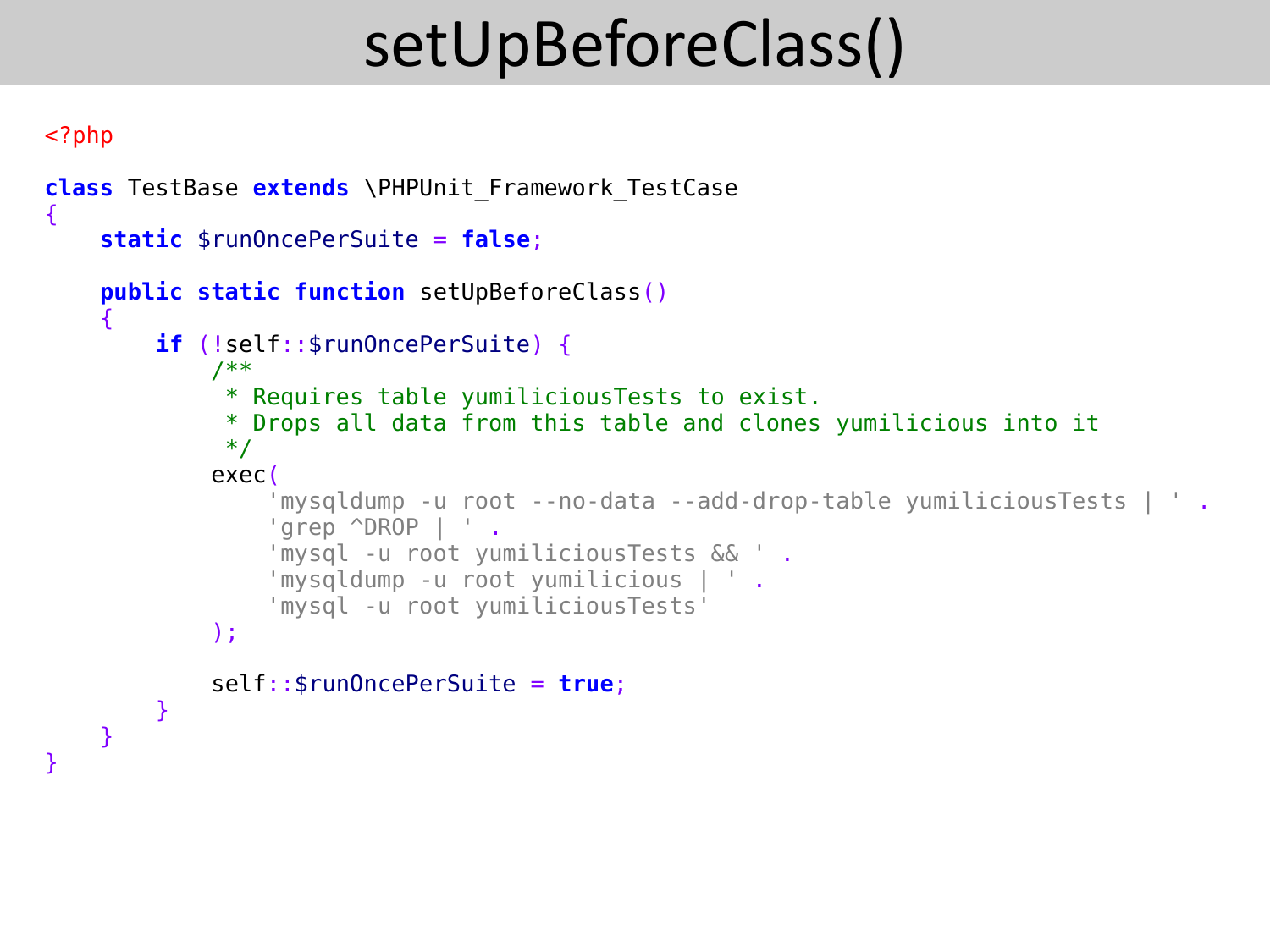# setUpBeforeClass()

```php
<?php

class TestBase extends \PHPUnit_Framework_TestCase
{
    static $runOncePerSuite = false;

    public static function setUpBeforeClass()
    {
        if (!self::$runOncePerSuite) {
            /**
             * Requires table yumiliciousTests to exist.
             * Drops all data from this table and clones yumilicious into it
             */
            exec(
                'mysqldump -u root --no-data --add-drop-table yumiliciousTests | ' .
                'grep ^DROP | ' .
                'mysql -u root yumiliciousTests && ' .
                'mysqldump -u root yumilicious | ' .
                'mysql -u root yumiliciousTests'
            );

            self::$runOncePerSuite = true;
        }
    }
}
```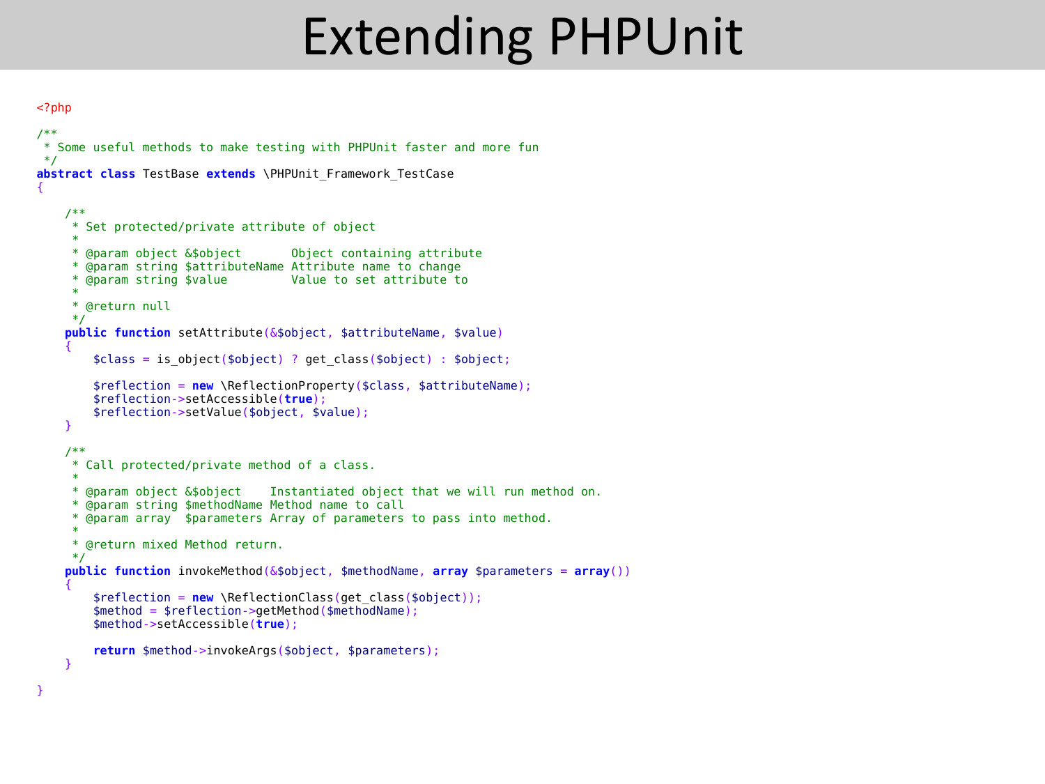# Extending PHPUnit

```php
<?php

/**
 * Some useful methods to make testing with PHPUnit faster and more fun
 */
abstract class TestBase extends \PHPUnit_Framework_TestCase
{

    /**
     * Set protected/private attribute of object
     *
     * @param object &$object       Object containing attribute
     * @param string $attributeName Attribute name to change
     * @param string $value         Value to set attribute to
     *
     * @return null
     */
    public function setAttribute(&$object, $attributeName, $value)
    {
        $class = is_object($object) ? get_class($object) : $object;

        $reflection = new \ReflectionProperty($class, $attributeName);
        $reflection->setAccessible(true);
        $reflection->setValue($object, $value);
    }

    /**
     * Call protected/private method of a class.
     *
     * @param object &$object    Instantiated object that we will run method on.
     * @param string $methodName Method name to call
     * @param array  $parameters Array of parameters to pass into method.
     *
     * @return mixed Method return.
     */
    public function invokeMethod(&$object, $methodName, array $parameters = array())
    {
        $reflection = new \ReflectionClass(get_class($object));
        $method = $reflection->getMethod($methodName);
        $method->setAccessible(true);

        return $method->invokeArgs($object, $parameters);
    }

}
```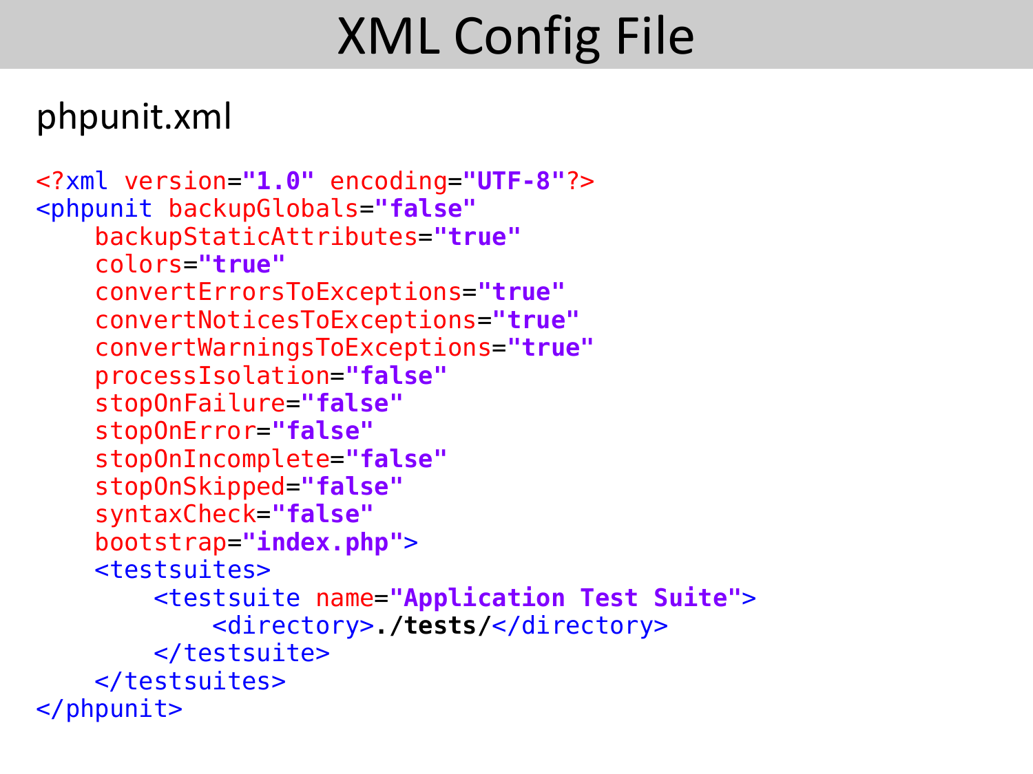# XML Config File

phpunit.xml

```xml
<?xml version="1.0" encoding="UTF-8"?>
<phpunit backupGlobals="false"
    backupStaticAttributes="true"
    colors="true"
    convertErrorsToExceptions="true"
    convertNoticesToExceptions="true"
    convertWarningsToExceptions="true"
    processIsolation="false"
    stopOnFailure="false"
    stopOnError="false"
    stopOnIncomplete="false"
    stopOnSkipped="false"
    syntaxCheck="false"
    bootstrap="index.php">
    <testsuites>
        <testsuite name="Application Test Suite">
            <directory>./tests/</directory>
        </testsuite>
    </testsuites>
</phpunit>
```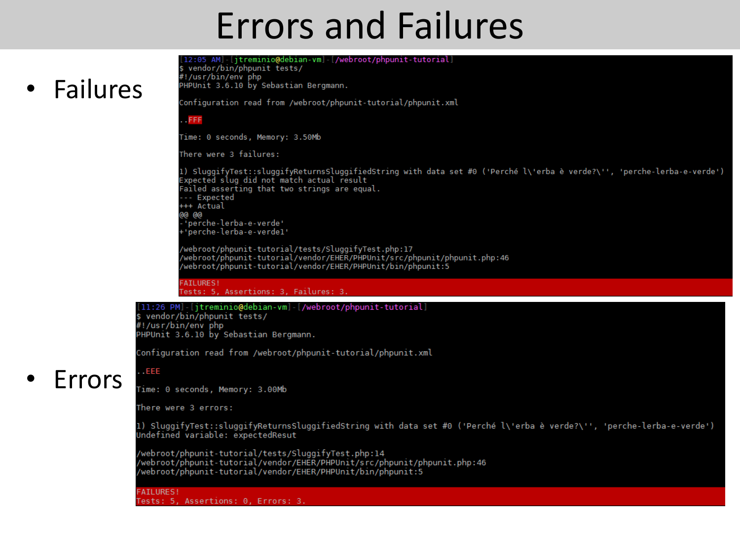# Errors and Failures

- Failures

```
[12:05 AM]-[jtreminio@debian-vm]-[/webroot/phpunit-tutorial]
$ vendor/bin/phpunit tests/
#!/usr/bin/env php
PHPUnit 3.6.10 by Sebastian Bergmann.

Configuration read from /webroot/phpunit-tutorial/phpunit.xml

..FFF

Time: 0 seconds, Memory: 3.50Mb

There were 3 failures:

1) SluggifyTest::sluggifyReturnsSluggifiedString with data set #0 ('Perché l\'erba è verde?\'', 'perche-lerba-e-verde')
Expected slug did not match actual result
Failed asserting that two strings are equal.
--- Expected
+++ Actual
@@ @@
-'perche-lerba-e-verde'
+'perche-lerba-e-verde1'

/webroot/phpunit-tutorial/tests/SluggifyTest.php:17
/webroot/phpunit-tutorial/vendor/EHER/PHPUnit/src/phpunit/phpunit.php:46
/webroot/phpunit-tutorial/vendor/EHER/PHPUnit/bin/phpunit:5

FAILURES!
Tests: 5, Assertions: 3, Failures: 3.
```

- Errors

```
[11:26 PM]-[jtreminio@debian-vm]-[/webroot/phpunit-tutorial]
$ vendor/bin/phpunit tests/
#!/usr/bin/env php
PHPUnit 3.6.10 by Sebastian Bergmann.

Configuration read from /webroot/phpunit-tutorial/phpunit.xml

..EEE

Time: 0 seconds, Memory: 3.00Mb

There were 3 errors:

1) SluggifyTest::sluggifyReturnsSluggifiedString with data set #0 ('Perché l\'erba è verde?\'', 'perche-lerba-e-verde')
Undefined variable: expectedResut

/webroot/phpunit-tutorial/tests/SluggifyTest.php:14
/webroot/phpunit-tutorial/vendor/EHER/PHPUnit/src/phpunit/phpunit.php:46
/webroot/phpunit-tutorial/vendor/EHER/PHPUnit/bin/phpunit:5

FAILURES!
Tests: 5, Assertions: 0, Errors: 3.
```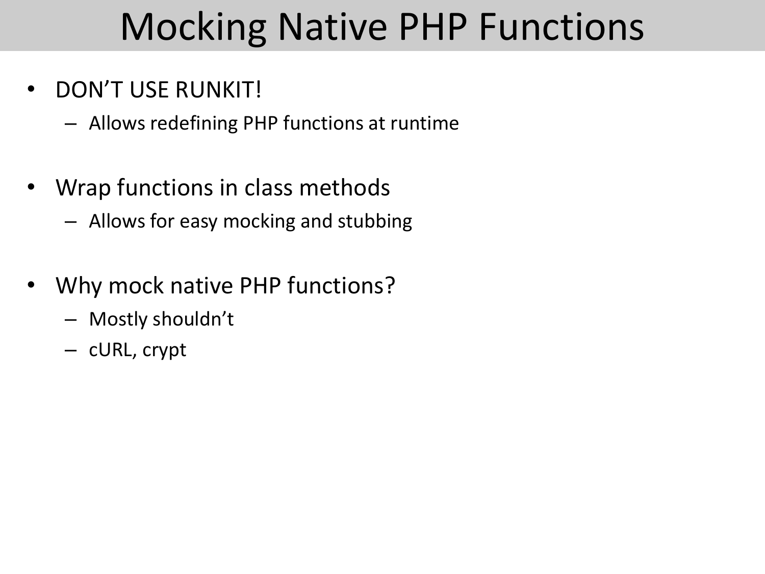# Mocking Native PHP Functions

- DON'T USE RUNKIT!
  - Allows redefining PHP functions at runtime
- Wrap functions in class methods
  - Allows for easy mocking and stubbing
- Why mock native PHP functions?
  - Mostly shouldn't
  - cURL, crypt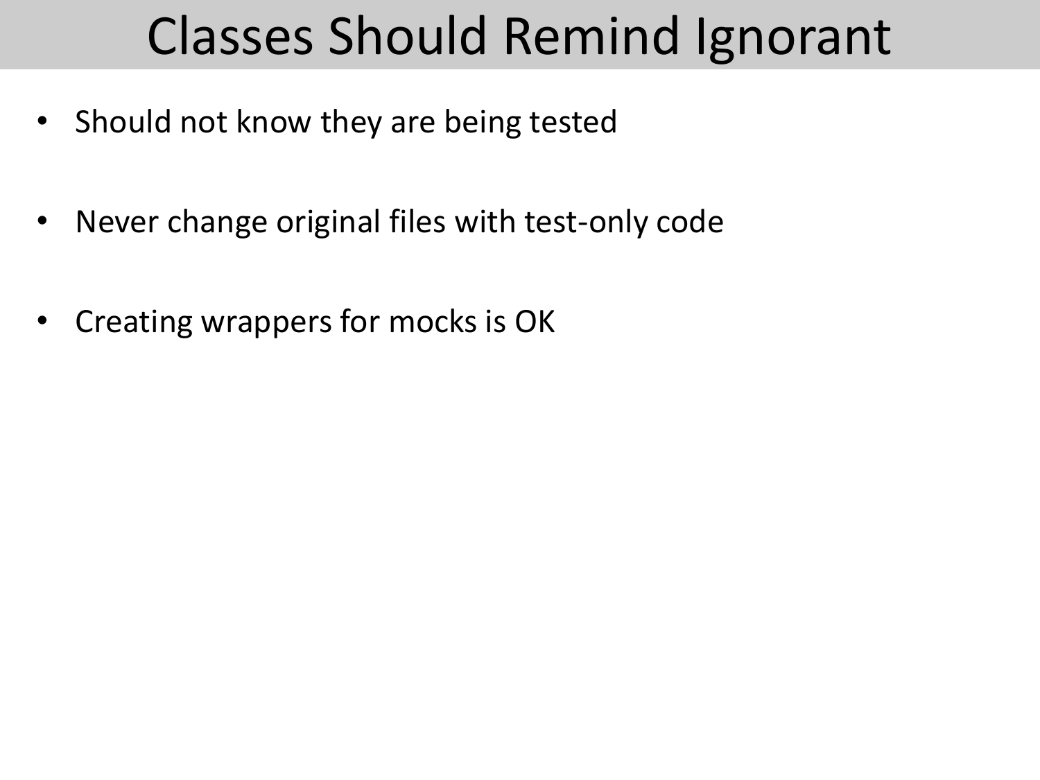# Classes Should Remind Ignorant

- Should not know they are being tested
- Never change original files with test-only code
- Creating wrappers for mocks is OK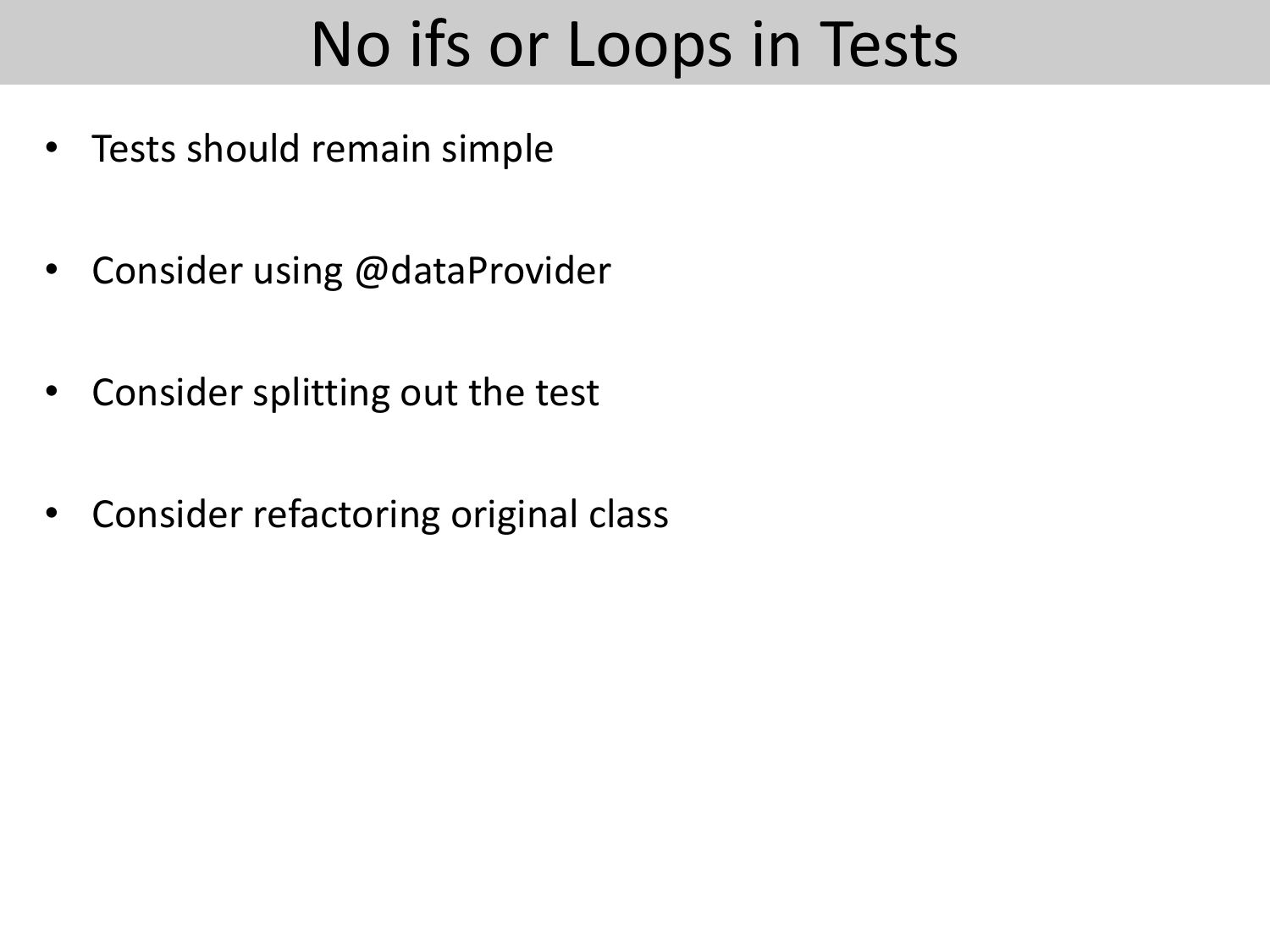# No ifs or Loops in Tests

- Tests should remain simple
- Consider using @dataProvider
- Consider splitting out the test
- Consider refactoring original class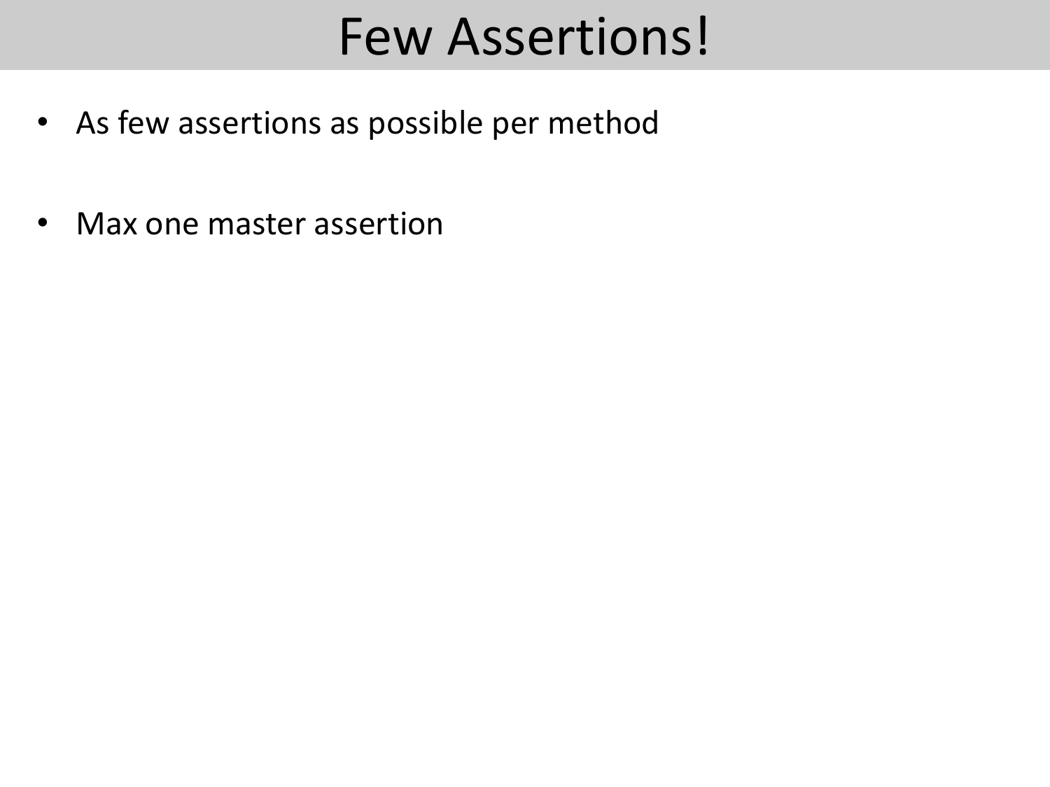# Few Assertions!

- As few assertions as possible per method
- Max one master assertion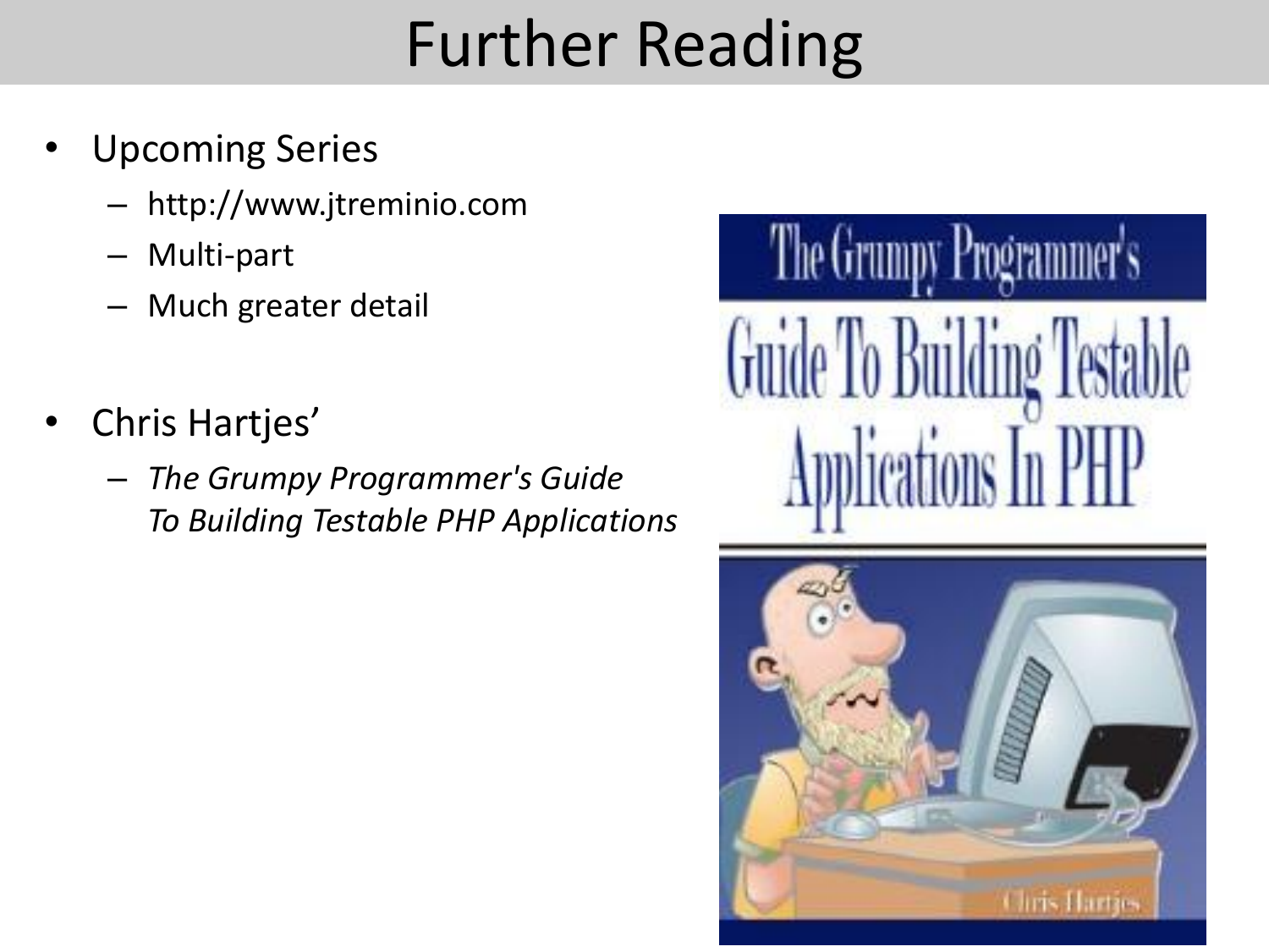# Further Reading

- Upcoming Series
  - http://www.jtreminio.com
  - Multi-part
  - Much greater detail

- Chris Hartjes'
  - *The Grumpy Programmer's Guide To Building Testable PHP Applications*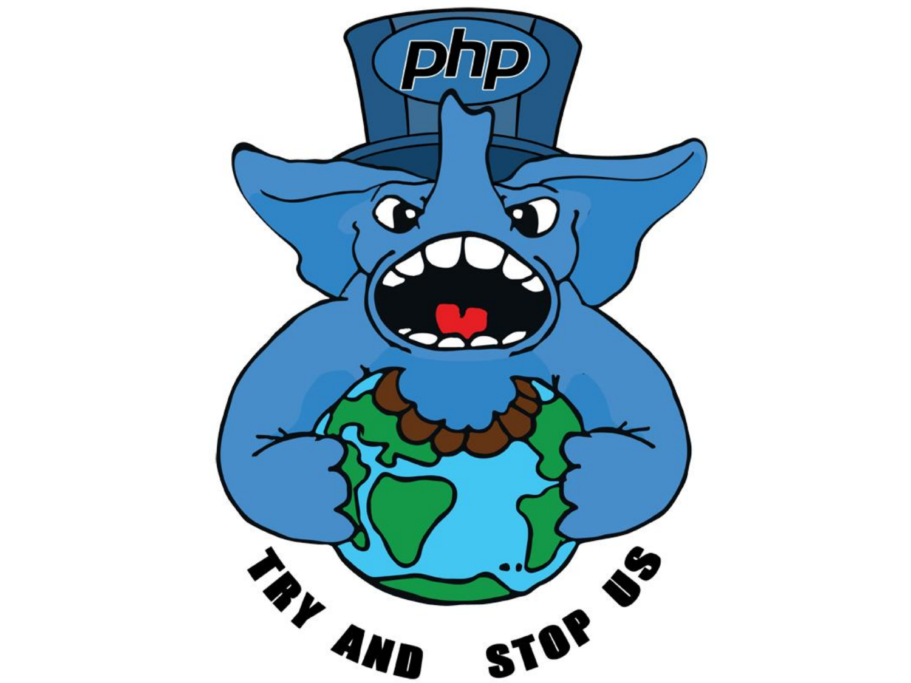php

TRY AND STOP US